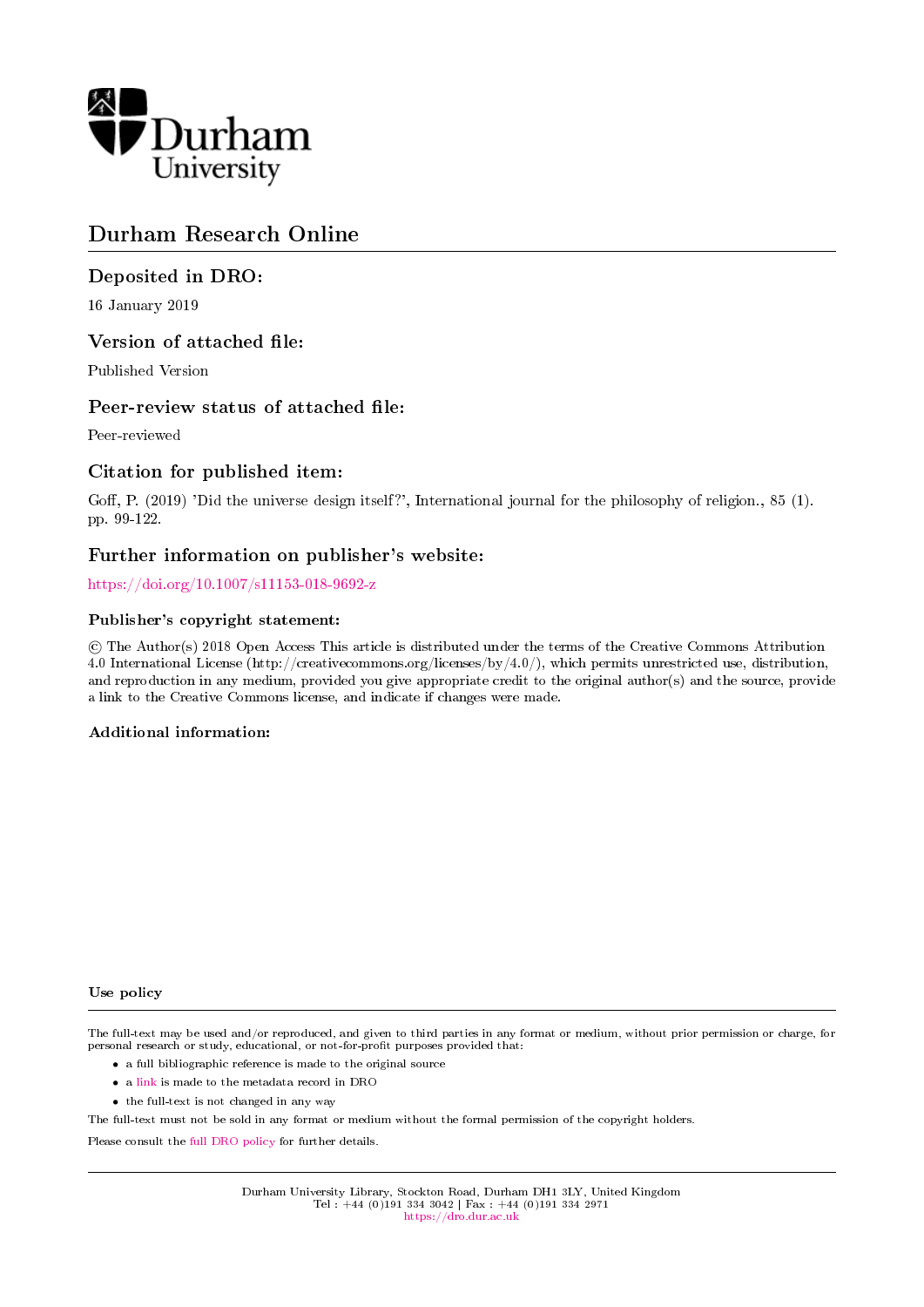Durham University

# Durham Research Online

## Deposited in DRO:

16 January 2019

## Version of attached file:

Published Version

## Peer-review status of attached file:

Peer-reviewed

## Citation for published item:

Goff, P. (2019) 'Did the universe design itself?', International journal for the philosophy of religion., 85 (1). pp. 99-122.

## Further information on publisher's website:

https://doi.org/10.1007/s11153-018-9692-z

### Publisher's copyright statement:

© The Author(s) 2018 Open Access This article is distributed under the terms of the Creative Commons Attribution 4.0 International License (http://creativecommons.org/licenses/by/4.0/), which permits unrestricted use, distribution, and reproduction in any medium, provided you give appropriate credit to the original author(s) and the source, provide a link to the Creative Commons license, and indicate if changes were made.

### Additional information:

### Use policy

The full-text may be used and/or reproduced, and given to third parties in any format or medium, without prior permission or charge, for personal research or study, educational, or not-for-profit purposes provided that:

- a full bibliographic reference is made to the original source
- a link is made to the metadata record in DRO
- the full-text is not changed in any way

The full-text must not be sold in any format or medium without the formal permission of the copyright holders.

Please consult the full DRO policy for further details.

Durham University Library, Stockton Road, Durham DH1 3LY, United Kingdom
Tel : +44 (0)191 334 3042 | Fax : +44 (0)191 334 2971
https://dro.dur.ac.uk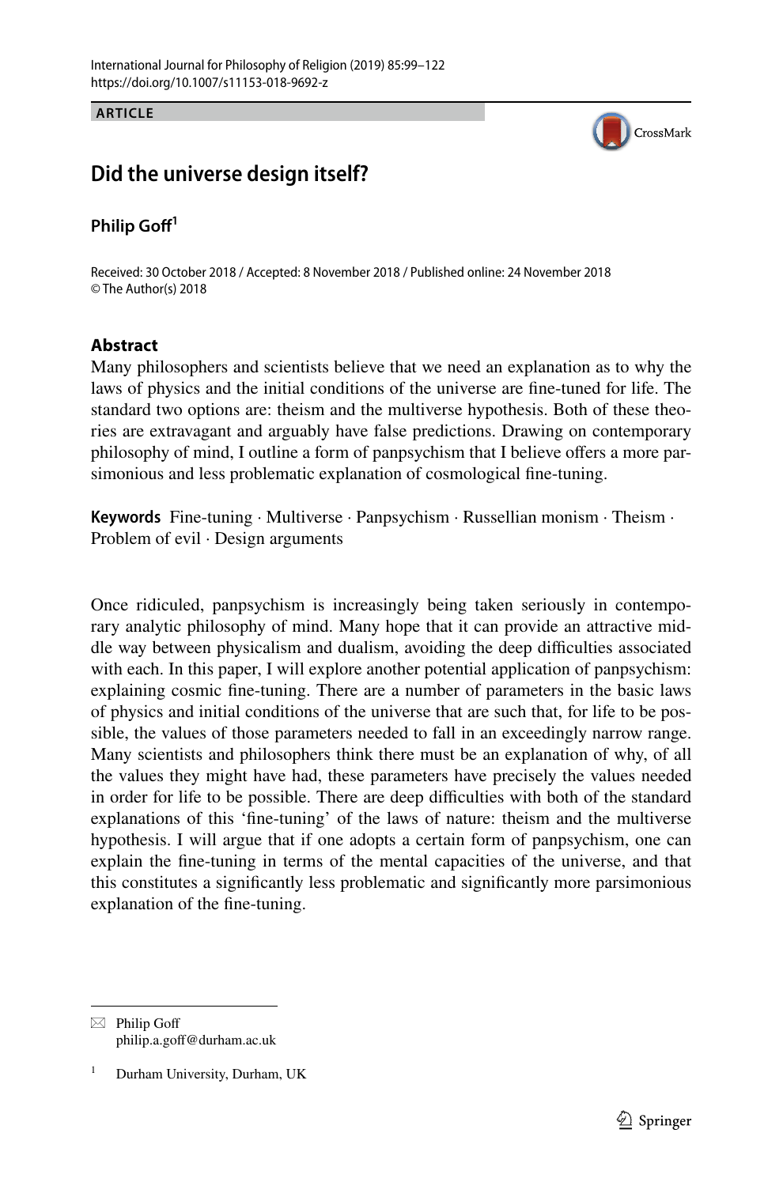**ARTICLE**

# Did the universe design itself?

**Philip Goff**[1]

Received: 30 October 2018 / Accepted: 8 November 2018 / Published online: 24 November 2018
© The Author(s) 2018

## Abstract

Many philosophers and scientists believe that we need an explanation as to why the laws of physics and the initial conditions of the universe are fine-tuned for life. The standard two options are: theism and the multiverse hypothesis. Both of these theories are extravagant and arguably have false predictions. Drawing on contemporary philosophy of mind, I outline a form of panpsychism that I believe offers a more parsimonious and less problematic explanation of cosmological fine-tuning.

**Keywords** Fine-tuning · Multiverse · Panpsychism · Russellian monism · Theism · Problem of evil · Design arguments

Once ridiculed, panpsychism is increasingly being taken seriously in contemporary analytic philosophy of mind. Many hope that it can provide an attractive middle way between physicalism and dualism, avoiding the deep difficulties associated with each. In this paper, I will explore another potential application of panpsychism: explaining cosmic fine-tuning. There are a number of parameters in the basic laws of physics and initial conditions of the universe that are such that, for life to be possible, the values of those parameters needed to fall in an exceedingly narrow range. Many scientists and philosophers think there must be an explanation of why, of all the values they might have had, these parameters have precisely the values needed in order for life to be possible. There are deep difficulties with both of the standard explanations of this 'fine-tuning' of the laws of nature: theism and the multiverse hypothesis. I will argue that if one adopts a certain form of panpsychism, one can explain the fine-tuning in terms of the mental capacities of the universe, and that this constitutes a significantly less problematic and significantly more parsimonious explanation of the fine-tuning.

---

✉ Philip Goff
philip.a.goff@durham.ac.uk

[1] Durham University, Durham, UK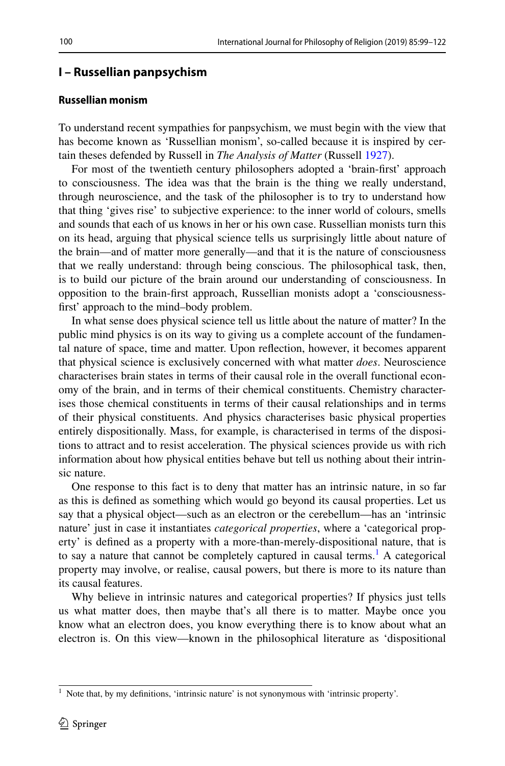## I – Russellian panpsychism

### Russellian monism

To understand recent sympathies for panpsychism, we must begin with the view that has become known as 'Russellian monism', so-called because it is inspired by certain theses defended by Russell in *The Analysis of Matter* (Russell 1927).

For most of the twentieth century philosophers adopted a 'brain-first' approach to consciousness. The idea was that the brain is the thing we really understand, through neuroscience, and the task of the philosopher is to try to understand how that thing 'gives rise' to subjective experience: to the inner world of colours, smells and sounds that each of us knows in her or his own case. Russellian monists turn this on its head, arguing that physical science tells us surprisingly little about nature of the brain—and of matter more generally—and that it is the nature of consciousness that we really understand: through being conscious. The philosophical task, then, is to build our picture of the brain around our understanding of consciousness. In opposition to the brain-first approach, Russellian monists adopt a 'consciousness-first' approach to the mind–body problem.

In what sense does physical science tell us little about the nature of matter? In the public mind physics is on its way to giving us a complete account of the fundamental nature of space, time and matter. Upon reflection, however, it becomes apparent that physical science is exclusively concerned with what matter *does*. Neuroscience characterises brain states in terms of their causal role in the overall functional economy of the brain, and in terms of their chemical constituents. Chemistry characterises those chemical constituents in terms of their causal relationships and in terms of their physical constituents. And physics characterises basic physical properties entirely dispositionally. Mass, for example, is characterised in terms of the dispositions to attract and to resist acceleration. The physical sciences provide us with rich information about how physical entities behave but tell us nothing about their intrinsic nature.

One response to this fact is to deny that matter has an intrinsic nature, in so far as this is defined as something which would go beyond its causal properties. Let us say that a physical object—such as an electron or the cerebellum—has an 'intrinsic nature' just in case it instantiates *categorical properties*, where a 'categorical property' is defined as a property with a more-than-merely-dispositional nature, that is to say a nature that cannot be completely captured in causal terms.[1] A categorical property may involve, or realise, causal powers, but there is more to its nature than its causal features.

Why believe in intrinsic natures and categorical properties? If physics just tells us what matter does, then maybe that's all there is to matter. Maybe once you know what an electron does, you know everything there is to know about what an electron is. On this view—known in the philosophical literature as 'dispositional

[1] Note that, by my definitions, 'intrinsic nature' is not synonymous with 'intrinsic property'.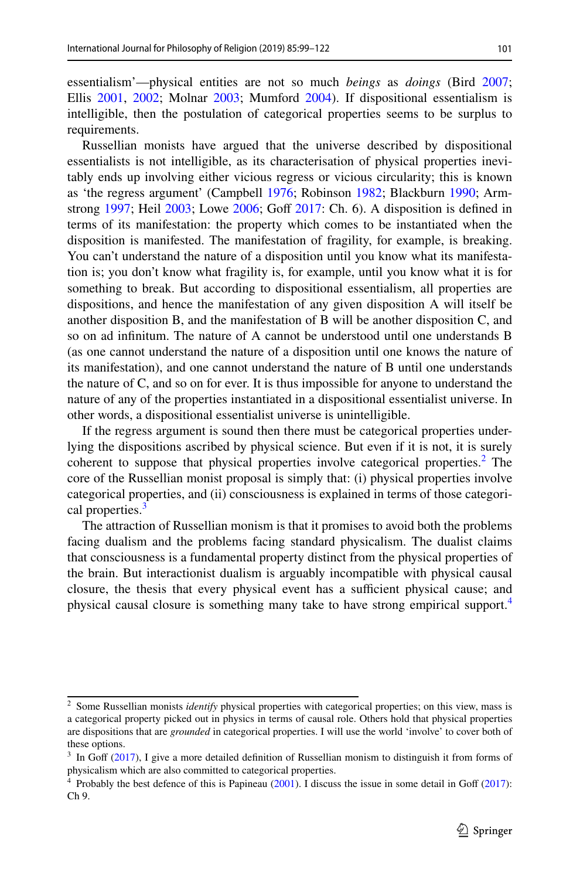essentialism'—physical entities are not so much *beings* as *doings* (Bird 2007; Ellis 2001, 2002; Molnar 2003; Mumford 2004). If dispositional essentialism is intelligible, then the postulation of categorical properties seems to be surplus to requirements.

Russellian monists have argued that the universe described by dispositional essentialists is not intelligible, as its characterisation of physical properties inevitably ends up involving either vicious regress or vicious circularity; this is known as 'the regress argument' (Campbell 1976; Robinson 1982; Blackburn 1990; Armstrong 1997; Heil 2003; Lowe 2006; Goff 2017: Ch. 6). A disposition is defined in terms of its manifestation: the property which comes to be instantiated when the disposition is manifested. The manifestation of fragility, for example, is breaking. You can't understand the nature of a disposition until you know what its manifestation is; you don't know what fragility is, for example, until you know what it is for something to break. But according to dispositional essentialism, all properties are dispositions, and hence the manifestation of any given disposition A will itself be another disposition B, and the manifestation of B will be another disposition C, and so on ad infinitum. The nature of A cannot be understood until one understands B (as one cannot understand the nature of a disposition until one knows the nature of its manifestation), and one cannot understand the nature of B until one understands the nature of C, and so on for ever. It is thus impossible for anyone to understand the nature of any of the properties instantiated in a dispositional essentialist universe. In other words, a dispositional essentialist universe is unintelligible.

If the regress argument is sound then there must be categorical properties underlying the dispositions ascribed by physical science. But even if it is not, it is surely coherent to suppose that physical properties involve categorical properties.[2] The core of the Russellian monist proposal is simply that: (i) physical properties involve categorical properties, and (ii) consciousness is explained in terms of those categorical properties.[3]

The attraction of Russellian monism is that it promises to avoid both the problems facing dualism and the problems facing standard physicalism. The dualist claims that consciousness is a fundamental property distinct from the physical properties of the brain. But interactionist dualism is arguably incompatible with physical causal closure, the thesis that every physical event has a sufficient physical cause; and physical causal closure is something many take to have strong empirical support.[4]

---

[2] Some Russellian monists *identify* physical properties with categorical properties; on this view, mass is a categorical property picked out in physics in terms of causal role. Others hold that physical properties are dispositions that are *grounded* in categorical properties. I will use the world 'involve' to cover both of these options.

[3] In Goff (2017), I give a more detailed definition of Russellian monism to distinguish it from forms of physicalism which are also committed to categorical properties.

[4] Probably the best defence of this is Papineau (2001). I discuss the issue in some detail in Goff (2017): Ch 9.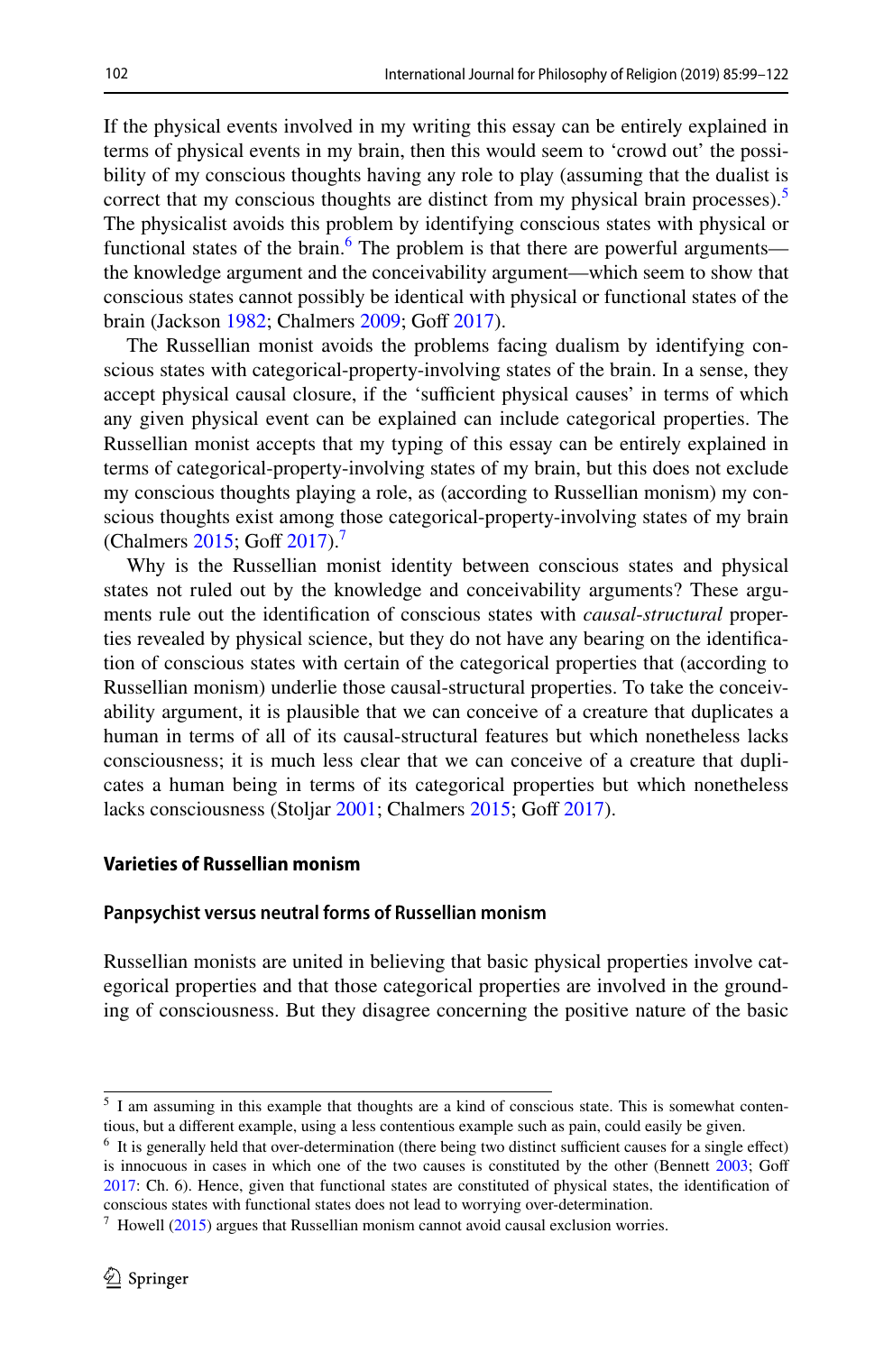If the physical events involved in my writing this essay can be entirely explained in terms of physical events in my brain, then this would seem to 'crowd out' the possibility of my conscious thoughts having any role to play (assuming that the dualist is correct that my conscious thoughts are distinct from my physical brain processes).[5] The physicalist avoids this problem by identifying conscious states with physical or functional states of the brain.[6] The problem is that there are powerful arguments—the knowledge argument and the conceivability argument—which seem to show that conscious states cannot possibly be identical with physical or functional states of the brain (Jackson 1982; Chalmers 2009; Goff 2017).

The Russellian monist avoids the problems facing dualism by identifying conscious states with categorical-property-involving states of the brain. In a sense, they accept physical causal closure, if the 'sufficient physical causes' in terms of which any given physical event can be explained can include categorical properties. The Russellian monist accepts that my typing of this essay can be entirely explained in terms of categorical-property-involving states of my brain, but this does not exclude my conscious thoughts playing a role, as (according to Russellian monism) my conscious thoughts exist among those categorical-property-involving states of my brain (Chalmers 2015; Goff 2017).[7]

Why is the Russellian monist identity between conscious states and physical states not ruled out by the knowledge and conceivability arguments? These arguments rule out the identification of conscious states with *causal-structural* properties revealed by physical science, but they do not have any bearing on the identification of conscious states with certain of the categorical properties that (according to Russellian monism) underlie those causal-structural properties. To take the conceivability argument, it is plausible that we can conceive of a creature that duplicates a human in terms of all of its causal-structural features but which nonetheless lacks consciousness; it is much less clear that we can conceive of a creature that duplicates a human being in terms of its categorical properties but which nonetheless lacks consciousness (Stoljar 2001; Chalmers 2015; Goff 2017).

## Varieties of Russellian monism

### Panpsychist versus neutral forms of Russellian monism

Russellian monists are united in believing that basic physical properties involve categorical properties and that those categorical properties are involved in the grounding of consciousness. But they disagree concerning the positive nature of the basic

---

[5] I am assuming in this example that thoughts are a kind of conscious state. This is somewhat contentious, but a different example, using a less contentious example such as pain, could easily be given.

[6] It is generally held that over-determination (there being two distinct sufficient causes for a single effect) is innocuous in cases in which one of the two causes is constituted by the other (Bennett 2003; Goff 2017: Ch. 6). Hence, given that functional states are constituted of physical states, the identification of conscious states with functional states does not lead to worrying over-determination.

[7] Howell (2015) argues that Russellian monism cannot avoid causal exclusion worries.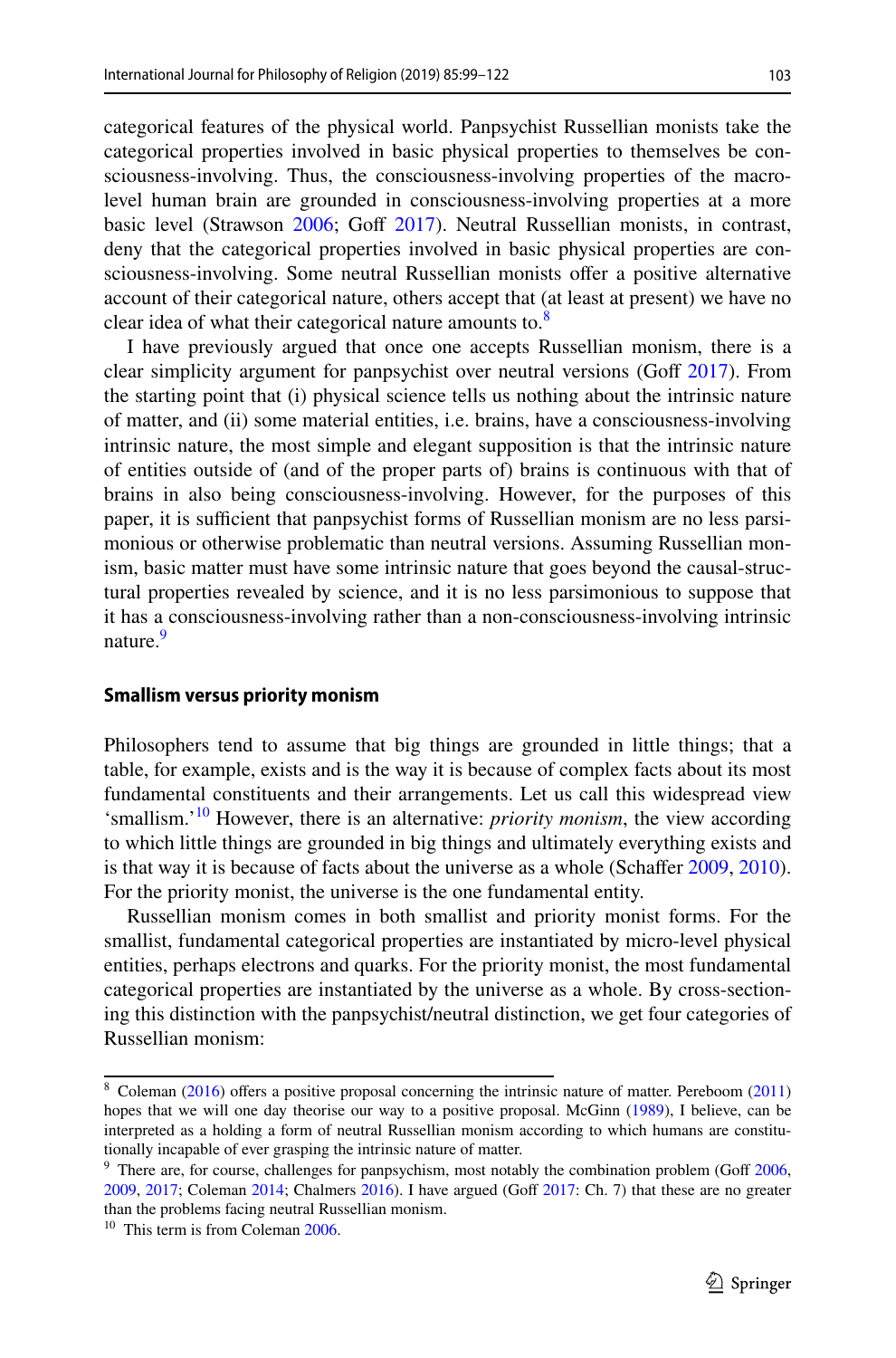categorical features of the physical world. Panpsychist Russellian monists take the categorical properties involved in basic physical properties to themselves be consciousness-involving. Thus, the consciousness-involving properties of the macro-level human brain are grounded in consciousness-involving properties at a more basic level (Strawson 2006; Goff 2017). Neutral Russellian monists, in contrast, deny that the categorical properties involved in basic physical properties are consciousness-involving. Some neutral Russellian monists offer a positive alternative account of their categorical nature, others accept that (at least at present) we have no clear idea of what their categorical nature amounts to.[8]

I have previously argued that once one accepts Russellian monism, there is a clear simplicity argument for panpsychist over neutral versions (Goff 2017). From the starting point that (i) physical science tells us nothing about the intrinsic nature of matter, and (ii) some material entities, i.e. brains, have a consciousness-involving intrinsic nature, the most simple and elegant supposition is that the intrinsic nature of entities outside of (and of the proper parts of) brains is continuous with that of brains in also being consciousness-involving. However, for the purposes of this paper, it is sufficient that panpsychist forms of Russellian monism are no less parsimonious or otherwise problematic than neutral versions. Assuming Russellian monism, basic matter must have some intrinsic nature that goes beyond the causal-structural properties revealed by science, and it is no less parsimonious to suppose that it has a consciousness-involving rather than a non-consciousness-involving intrinsic nature.[9]

### Smallism versus priority monism

Philosophers tend to assume that big things are grounded in little things; that a table, for example, exists and is the way it is because of complex facts about its most fundamental constituents and their arrangements. Let us call this widespread view 'smallism.'[10] However, there is an alternative: *priority monism*, the view according to which little things are grounded in big things and ultimately everything exists and is that way it is because of facts about the universe as a whole (Schaffer 2009, 2010). For the priority monist, the universe is the one fundamental entity.

Russellian monism comes in both smallist and priority monist forms. For the smallist, fundamental categorical properties are instantiated by micro-level physical entities, perhaps electrons and quarks. For the priority monist, the most fundamental categorical properties are instantiated by the universe as a whole. By cross-sectioning this distinction with the panpsychist/neutral distinction, we get four categories of Russellian monism:

---

[8] Coleman (2016) offers a positive proposal concerning the intrinsic nature of matter. Pereboom (2011) hopes that we will one day theorise our way to a positive proposal. McGinn (1989), I believe, can be interpreted as a holding a form of neutral Russellian monism according to which humans are constitutionally incapable of ever grasping the intrinsic nature of matter.

[9] There are, for course, challenges for panpsychism, most notably the combination problem (Goff 2006, 2009, 2017; Coleman 2014; Chalmers 2016). I have argued (Goff 2017: Ch. 7) that these are no greater than the problems facing neutral Russellian monism.

[10] This term is from Coleman 2006.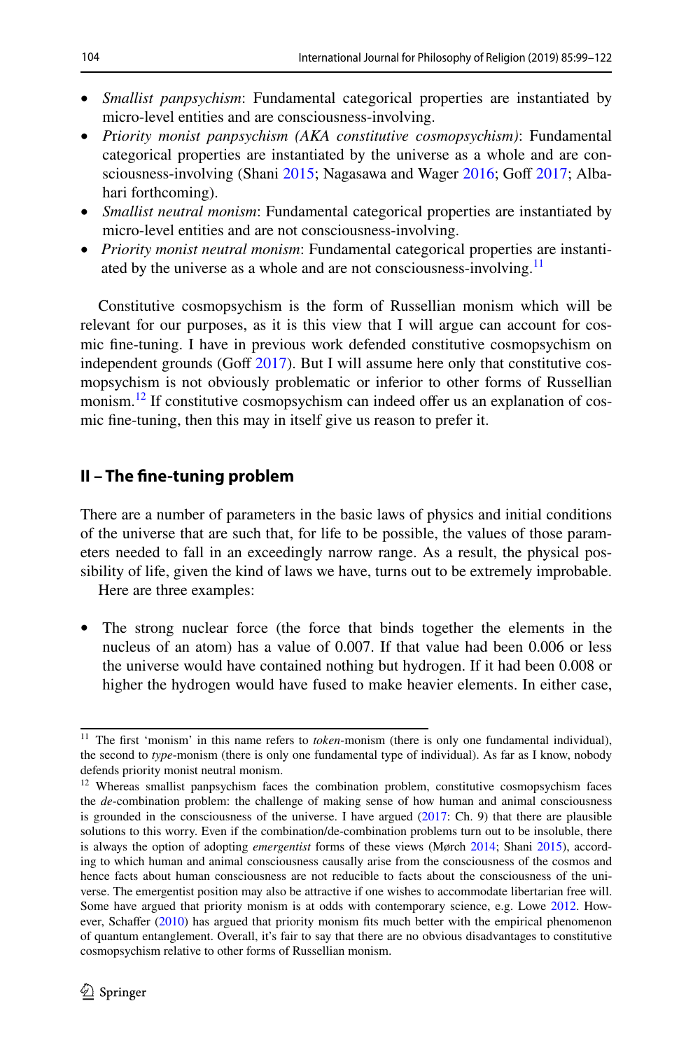- *Smallist panpsychism*: Fundamental categorical properties are instantiated by micro-level entities and are consciousness-involving.
- *Priority monist panpsychism (AKA constitutive cosmopsychism)*: Fundamental categorical properties are instantiated by the universe as a whole and are consciousness-involving (Shani 2015; Nagasawa and Wager 2016; Goff 2017; Albahari forthcoming).
- *Smallist neutral monism*: Fundamental categorical properties are instantiated by micro-level entities and are not consciousness-involving.
- *Priority monist neutral monism*: Fundamental categorical properties are instantiated by the universe as a whole and are not consciousness-involving.[11]

Constitutive cosmopsychism is the form of Russellian monism which will be relevant for our purposes, as it is this view that I will argue can account for cosmic fine-tuning. I have in previous work defended constitutive cosmopsychism on independent grounds (Goff 2017). But I will assume here only that constitutive cosmopsychism is not obviously problematic or inferior to other forms of Russellian monism.[12] If constitutive cosmopsychism can indeed offer us an explanation of cosmic fine-tuning, then this may in itself give us reason to prefer it.

## II – The fine-tuning problem

There are a number of parameters in the basic laws of physics and initial conditions of the universe that are such that, for life to be possible, the values of those parameters needed to fall in an exceedingly narrow range. As a result, the physical possibility of life, given the kind of laws we have, turns out to be extremely improbable.

Here are three examples:

- The strong nuclear force (the force that binds together the elements in the nucleus of an atom) has a value of 0.007. If that value had been 0.006 or less the universe would have contained nothing but hydrogen. If it had been 0.008 or higher the hydrogen would have fused to make heavier elements. In either case,

---

[11] The first 'monism' in this name refers to *token*-monism (there is only one fundamental individual), the second to *type*-monism (there is only one fundamental type of individual). As far as I know, nobody defends priority monist neutral monism.

[12] Whereas smallist panpsychism faces the combination problem, constitutive cosmopsychism faces the *de*-combination problem: the challenge of making sense of how human and animal consciousness is grounded in the consciousness of the universe. I have argued (2017: Ch. 9) that there are plausible solutions to this worry. Even if the combination/de-combination problems turn out to be insoluble, there is always the option of adopting *emergentist* forms of these views (Mørch 2014; Shani 2015), according to which human and animal consciousness causally arise from the consciousness of the cosmos and hence facts about human consciousness are not reducible to facts about the consciousness of the universe. The emergentist position may also be attractive if one wishes to accommodate libertarian free will. Some have argued that priority monism is at odds with contemporary science, e.g. Lowe 2012. However, Schaffer (2010) has argued that priority monism fits much better with the empirical phenomenon of quantum entanglement. Overall, it's fair to say that there are no obvious disadvantages to constitutive cosmopsychism relative to other forms of Russellian monism.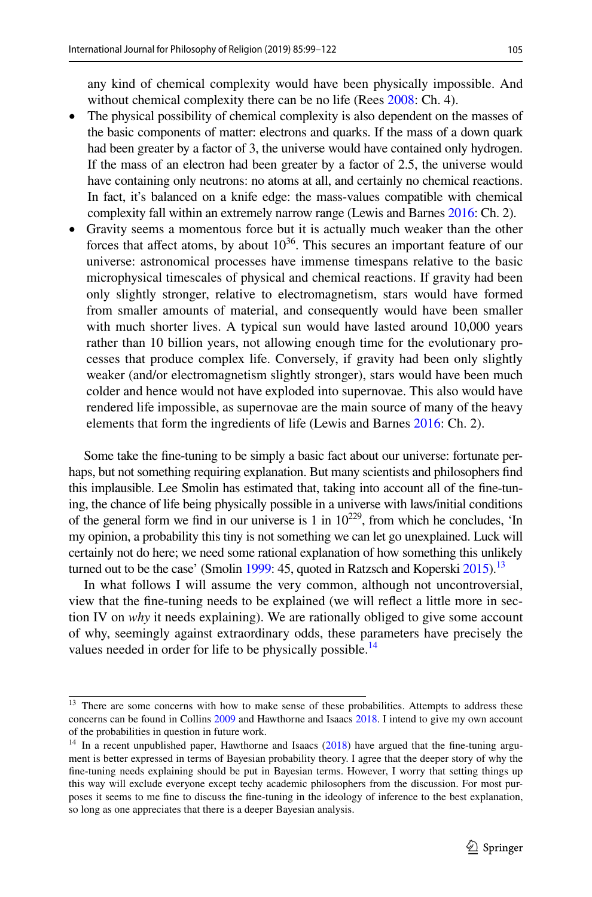any kind of chemical complexity would have been physically impossible. And without chemical complexity there can be no life (Rees 2008: Ch. 4).

- The physical possibility of chemical complexity is also dependent on the masses of the basic components of matter: electrons and quarks. If the mass of a down quark had been greater by a factor of 3, the universe would have contained only hydrogen. If the mass of an electron had been greater by a factor of 2.5, the universe would have containing only neutrons: no atoms at all, and certainly no chemical reactions. In fact, it's balanced on a knife edge: the mass-values compatible with chemical complexity fall within an extremely narrow range (Lewis and Barnes 2016: Ch. 2).
- Gravity seems a momentous force but it is actually much weaker than the other forces that affect atoms, by about $10^{36}$. This secures an important feature of our universe: astronomical processes have immense timespans relative to the basic microphysical timescales of physical and chemical reactions. If gravity had been only slightly stronger, relative to electromagnetism, stars would have formed from smaller amounts of material, and consequently would have been smaller with much shorter lives. A typical sun would have lasted around 10,000 years rather than 10 billion years, not allowing enough time for the evolutionary processes that produce complex life. Conversely, if gravity had been only slightly weaker (and/or electromagnetism slightly stronger), stars would have been much colder and hence would not have exploded into supernovae. This also would have rendered life impossible, as supernovae are the main source of many of the heavy elements that form the ingredients of life (Lewis and Barnes 2016: Ch. 2).

Some take the fine-tuning to be simply a basic fact about our universe: fortunate perhaps, but not something requiring explanation. But many scientists and philosophers find this implausible. Lee Smolin has estimated that, taking into account all of the fine-tuning, the chance of life being physically possible in a universe with laws/initial conditions of the general form we find in our universe is 1 in $10^{229}$, from which he concludes, 'In my opinion, a probability this tiny is not something we can let go unexplained. Luck will certainly not do here; we need some rational explanation of how something this unlikely turned out to be the case' (Smolin 1999: 45, quoted in Ratzsch and Koperski 2015).[13]

In what follows I will assume the very common, although not uncontroversial, view that the fine-tuning needs to be explained (we will reflect a little more in section IV on *why* it needs explaining). We are rationally obliged to give some account of why, seemingly against extraordinary odds, these parameters have precisely the values needed in order for life to be physically possible.[14]

---

[13] There are some concerns with how to make sense of these probabilities. Attempts to address these concerns can be found in Collins 2009 and Hawthorne and Isaacs 2018. I intend to give my own account of the probabilities in question in future work.

[14] In a recent unpublished paper, Hawthorne and Isaacs (2018) have argued that the fine-tuning argument is better expressed in terms of Bayesian probability theory. I agree that the deeper story of why the fine-tuning needs explaining should be put in Bayesian terms. However, I worry that setting things up this way will exclude everyone except techy academic philosophers from the discussion. For most purposes it seems to me fine to discuss the fine-tuning in the ideology of inference to the best explanation, so long as one appreciates that there is a deeper Bayesian analysis.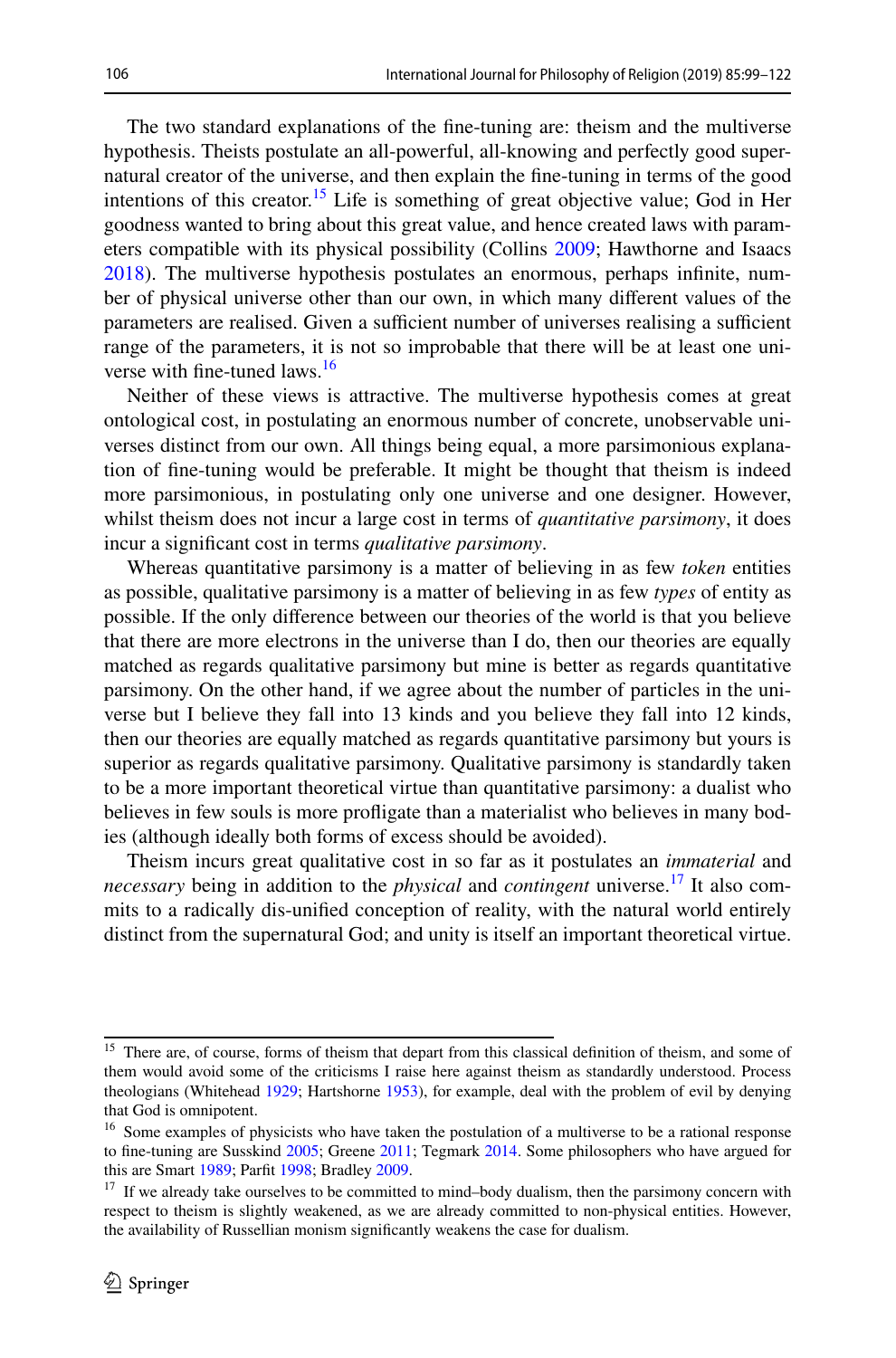The two standard explanations of the fine-tuning are: theism and the multiverse hypothesis. Theists postulate an all-powerful, all-knowing and perfectly good supernatural creator of the universe, and then explain the fine-tuning in terms of the good intentions of this creator.[15] Life is something of great objective value; God in Her goodness wanted to bring about this great value, and hence created laws with parameters compatible with its physical possibility (Collins 2009; Hawthorne and Isaacs 2018). The multiverse hypothesis postulates an enormous, perhaps infinite, number of physical universe other than our own, in which many different values of the parameters are realised. Given a sufficient number of universes realising a sufficient range of the parameters, it is not so improbable that there will be at least one universe with fine-tuned laws.[16]

Neither of these views is attractive. The multiverse hypothesis comes at great ontological cost, in postulating an enormous number of concrete, unobservable universes distinct from our own. All things being equal, a more parsimonious explanation of fine-tuning would be preferable. It might be thought that theism is indeed more parsimonious, in postulating only one universe and one designer. However, whilst theism does not incur a large cost in terms of *quantitative parsimony*, it does incur a significant cost in terms *qualitative parsimony*.

Whereas quantitative parsimony is a matter of believing in as few *token* entities as possible, qualitative parsimony is a matter of believing in as few *types* of entity as possible. If the only difference between our theories of the world is that you believe that there are more electrons in the universe than I do, then our theories are equally matched as regards qualitative parsimony but mine is better as regards quantitative parsimony. On the other hand, if we agree about the number of particles in the universe but I believe they fall into 13 kinds and you believe they fall into 12 kinds, then our theories are equally matched as regards quantitative parsimony but yours is superior as regards qualitative parsimony. Qualitative parsimony is standardly taken to be a more important theoretical virtue than quantitative parsimony: a dualist who believes in few souls is more profligate than a materialist who believes in many bodies (although ideally both forms of excess should be avoided).

Theism incurs great qualitative cost in so far as it postulates an *immaterial* and *necessary* being in addition to the *physical* and *contingent* universe.[17] It also commits to a radically dis-unified conception of reality, with the natural world entirely distinct from the supernatural God; and unity is itself an important theoretical virtue.

---

[15] There are, of course, forms of theism that depart from this classical definition of theism, and some of them would avoid some of the criticisms I raise here against theism as standardly understood. Process theologians (Whitehead 1929; Hartshorne 1953), for example, deal with the problem of evil by denying that God is omnipotent.

[16] Some examples of physicists who have taken the postulation of a multiverse to be a rational response to fine-tuning are Susskind 2005; Greene 2011; Tegmark 2014. Some philosophers who have argued for this are Smart 1989; Parfit 1998; Bradley 2009.

[17] If we already take ourselves to be committed to mind–body dualism, then the parsimony concern with respect to theism is slightly weakened, as we are already committed to non-physical entities. However, the availability of Russellian monism significantly weakens the case for dualism.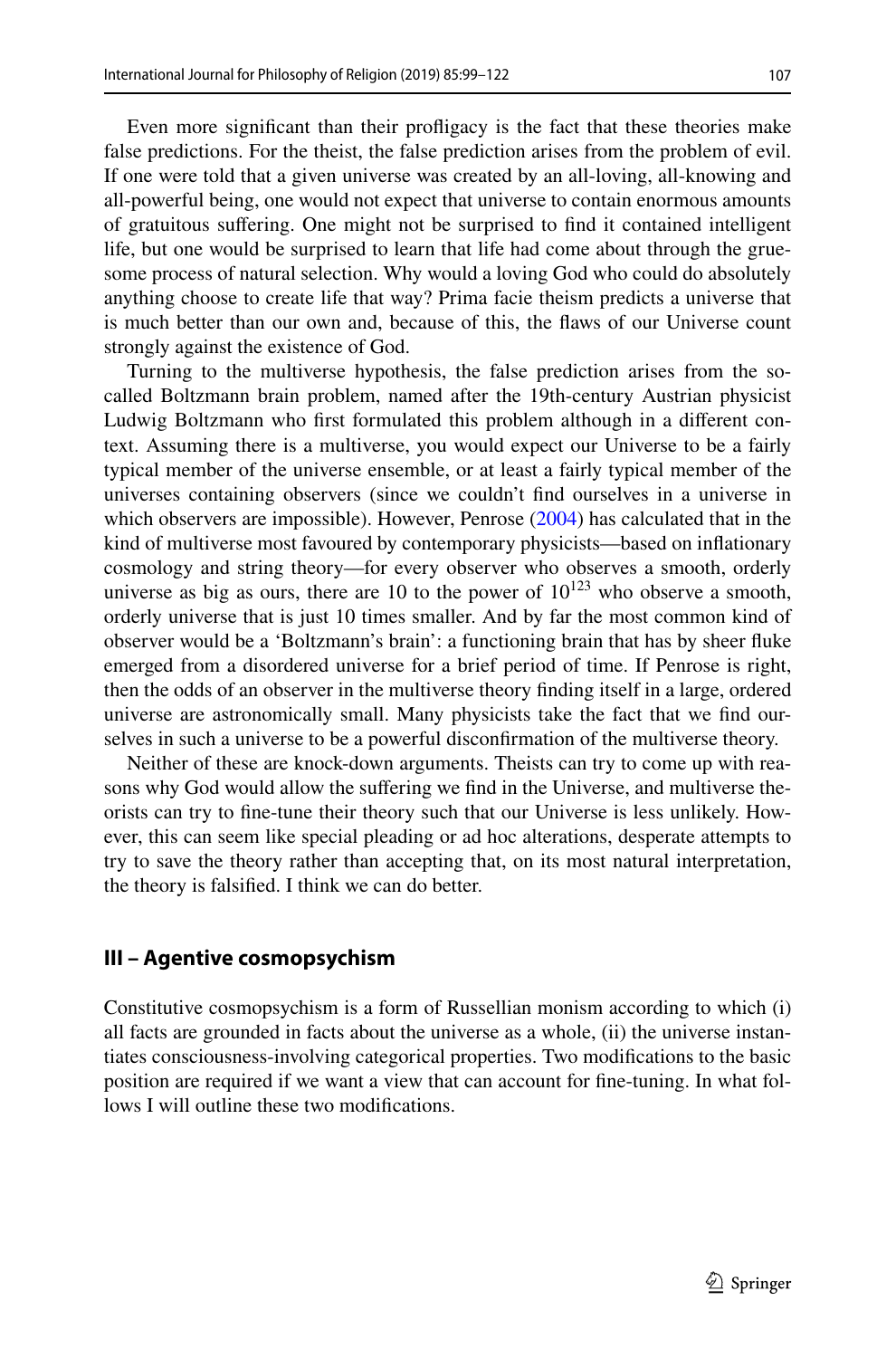Even more significant than their profligacy is the fact that these theories make false predictions. For the theist, the false prediction arises from the problem of evil. If one were told that a given universe was created by an all-loving, all-knowing and all-powerful being, one would not expect that universe to contain enormous amounts of gratuitous suffering. One might not be surprised to find it contained intelligent life, but one would be surprised to learn that life had come about through the gruesome process of natural selection. Why would a loving God who could do absolutely anything choose to create life that way? Prima facie theism predicts a universe that is much better than our own and, because of this, the flaws of our Universe count strongly against the existence of God.

Turning to the multiverse hypothesis, the false prediction arises from the so-called Boltzmann brain problem, named after the 19th-century Austrian physicist Ludwig Boltzmann who first formulated this problem although in a different context. Assuming there is a multiverse, you would expect our Universe to be a fairly typical member of the universe ensemble, or at least a fairly typical member of the universes containing observers (since we couldn't find ourselves in a universe in which observers are impossible). However, Penrose (2004) has calculated that in the kind of multiverse most favoured by contemporary physicists—based on inflationary cosmology and string theory—for every observer who observes a smooth, orderly universe as big as ours, there are 10 to the power of $10^{123}$ who observe a smooth, orderly universe that is just 10 times smaller. And by far the most common kind of observer would be a 'Boltzmann's brain': a functioning brain that has by sheer fluke emerged from a disordered universe for a brief period of time. If Penrose is right, then the odds of an observer in the multiverse theory finding itself in a large, ordered universe are astronomically small. Many physicists take the fact that we find ourselves in such a universe to be a powerful disconfirmation of the multiverse theory.

Neither of these are knock-down arguments. Theists can try to come up with reasons why God would allow the suffering we find in the Universe, and multiverse theorists can try to fine-tune their theory such that our Universe is less unlikely. However, this can seem like special pleading or ad hoc alterations, desperate attempts to try to save the theory rather than accepting that, on its most natural interpretation, the theory is falsified. I think we can do better.

## III – Agentive cosmopsychism

Constitutive cosmopsychism is a form of Russellian monism according to which (i) all facts are grounded in facts about the universe as a whole, (ii) the universe instantiates consciousness-involving categorical properties. Two modifications to the basic position are required if we want a view that can account for fine-tuning. In what follows I will outline these two modifications.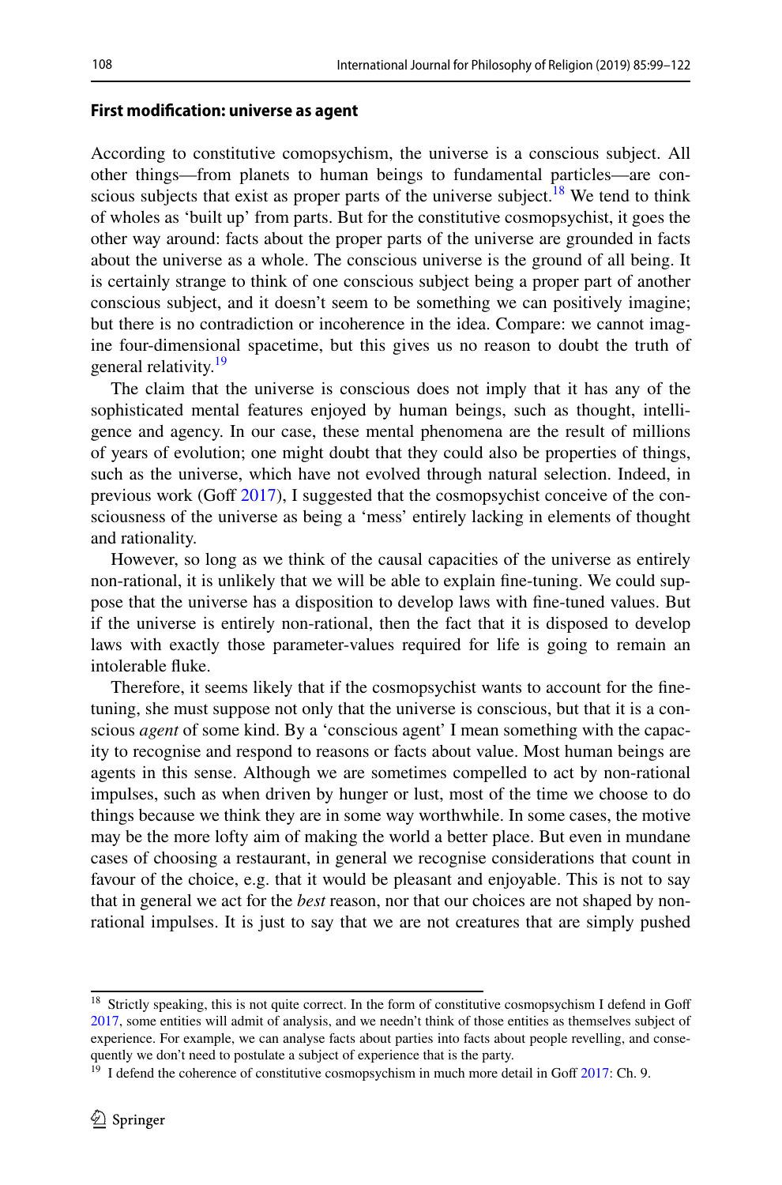#### First modification: universe as agent

According to constitutive comopsychism, the universe is a conscious subject. All other things—from planets to human beings to fundamental particles—are conscious subjects that exist as proper parts of the universe subject.[18] We tend to think of wholes as 'built up' from parts. But for the constitutive cosmopsychist, it goes the other way around: facts about the proper parts of the universe are grounded in facts about the universe as a whole. The conscious universe is the ground of all being. It is certainly strange to think of one conscious subject being a proper part of another conscious subject, and it doesn't seem to be something we can positively imagine; but there is no contradiction or incoherence in the idea. Compare: we cannot imagine four-dimensional spacetime, but this gives us no reason to doubt the truth of general relativity.[19]

The claim that the universe is conscious does not imply that it has any of the sophisticated mental features enjoyed by human beings, such as thought, intelligence and agency. In our case, these mental phenomena are the result of millions of years of evolution; one might doubt that they could also be properties of things, such as the universe, which have not evolved through natural selection. Indeed, in previous work (Goff 2017), I suggested that the cosmopsychist conceive of the consciousness of the universe as being a 'mess' entirely lacking in elements of thought and rationality.

However, so long as we think of the causal capacities of the universe as entirely non-rational, it is unlikely that we will be able to explain fine-tuning. We could suppose that the universe has a disposition to develop laws with fine-tuned values. But if the universe is entirely non-rational, then the fact that it is disposed to develop laws with exactly those parameter-values required for life is going to remain an intolerable fluke.

Therefore, it seems likely that if the cosmopsychist wants to account for the fine-tuning, she must suppose not only that the universe is conscious, but that it is a conscious *agent* of some kind. By a 'conscious agent' I mean something with the capacity to recognise and respond to reasons or facts about value. Most human beings are agents in this sense. Although we are sometimes compelled to act by non-rational impulses, such as when driven by hunger or lust, most of the time we choose to do things because we think they are in some way worthwhile. In some cases, the motive may be the more lofty aim of making the world a better place. But even in mundane cases of choosing a restaurant, in general we recognise considerations that count in favour of the choice, e.g. that it would be pleasant and enjoyable. This is not to say that in general we act for the *best* reason, nor that our choices are not shaped by non-rational impulses. It is just to say that we are not creatures that are simply pushed

---

[18] Strictly speaking, this is not quite correct. In the form of constitutive cosmopsychism I defend in Goff 2017, some entities will admit of analysis, and we needn't think of those entities as themselves subject of experience. For example, we can analyse facts about parties into facts about people revelling, and consequently we don't need to postulate a subject of experience that is the party.

[19] I defend the coherence of constitutive cosmopsychism in much more detail in Goff 2017: Ch. 9.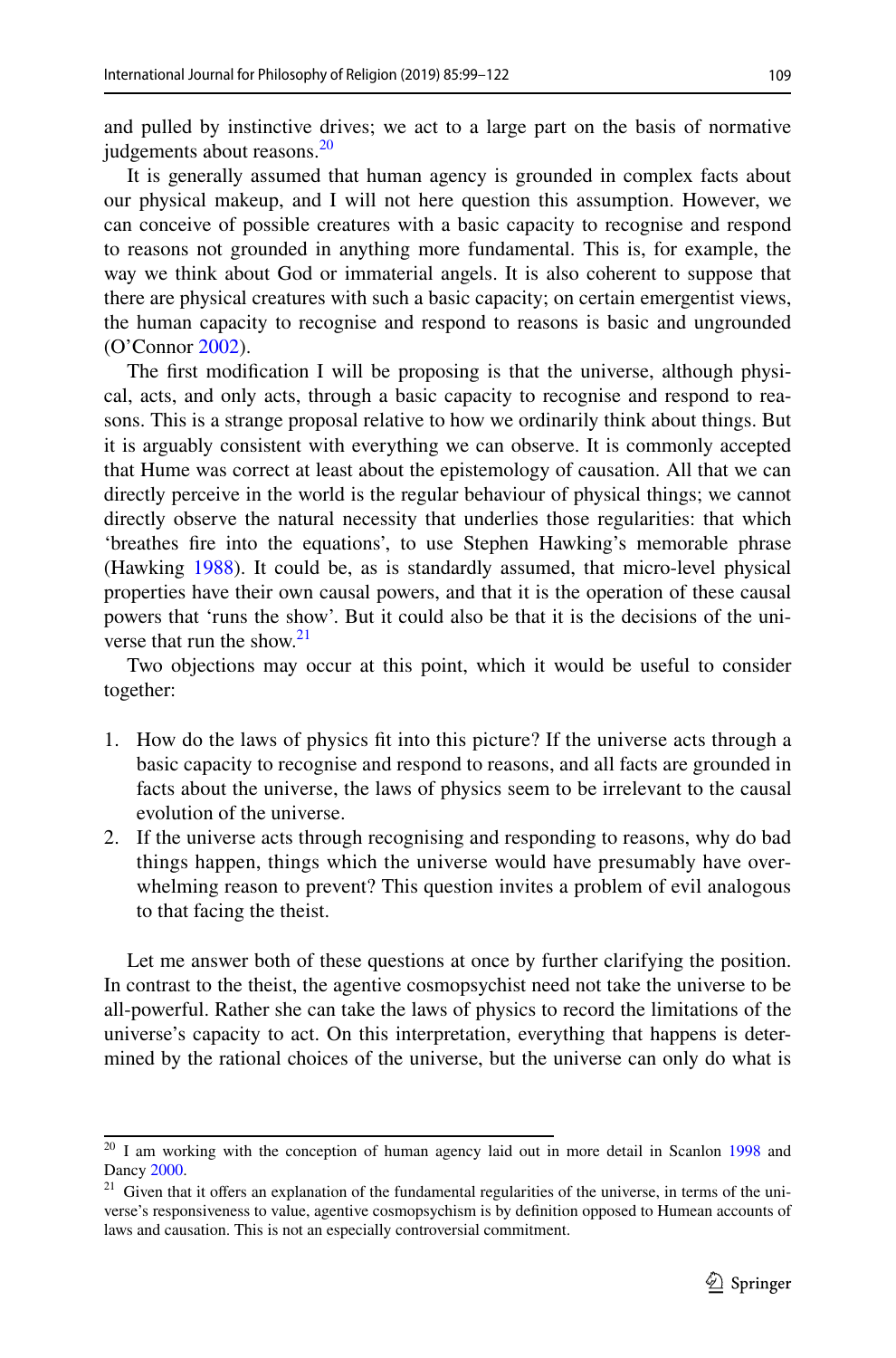and pulled by instinctive drives; we act to a large part on the basis of normative judgements about reasons.[20]

It is generally assumed that human agency is grounded in complex facts about our physical makeup, and I will not here question this assumption. However, we can conceive of possible creatures with a basic capacity to recognise and respond to reasons not grounded in anything more fundamental. This is, for example, the way we think about God or immaterial angels. It is also coherent to suppose that there are physical creatures with such a basic capacity; on certain emergentist views, the human capacity to recognise and respond to reasons is basic and ungrounded (O'Connor 2002).

The first modification I will be proposing is that the universe, although physical, acts, and only acts, through a basic capacity to recognise and respond to reasons. This is a strange proposal relative to how we ordinarily think about things. But it is arguably consistent with everything we can observe. It is commonly accepted that Hume was correct at least about the epistemology of causation. All that we can directly perceive in the world is the regular behaviour of physical things; we cannot directly observe the natural necessity that underlies those regularities: that which 'breathes fire into the equations', to use Stephen Hawking's memorable phrase (Hawking 1988). It could be, as is standardly assumed, that micro-level physical properties have their own causal powers, and that it is the operation of these causal powers that 'runs the show'. But it could also be that it is the decisions of the universe that run the show.[21]

Two objections may occur at this point, which it would be useful to consider together:

1. How do the laws of physics fit into this picture? If the universe acts through a basic capacity to recognise and respond to reasons, and all facts are grounded in facts about the universe, the laws of physics seem to be irrelevant to the causal evolution of the universe.
2. If the universe acts through recognising and responding to reasons, why do bad things happen, things which the universe would have presumably have overwhelming reason to prevent? This question invites a problem of evil analogous to that facing the theist.

Let me answer both of these questions at once by further clarifying the position. In contrast to the theist, the agentive cosmopsychist need not take the universe to be all-powerful. Rather she can take the laws of physics to record the limitations of the universe's capacity to act. On this interpretation, everything that happens is determined by the rational choices of the universe, but the universe can only do what is

---

[20] I am working with the conception of human agency laid out in more detail in Scanlon 1998 and Dancy 2000.

[21] Given that it offers an explanation of the fundamental regularities of the universe, in terms of the universe's responsiveness to value, agentive cosmopsychism is by definition opposed to Humean accounts of laws and causation. This is not an especially controversial commitment.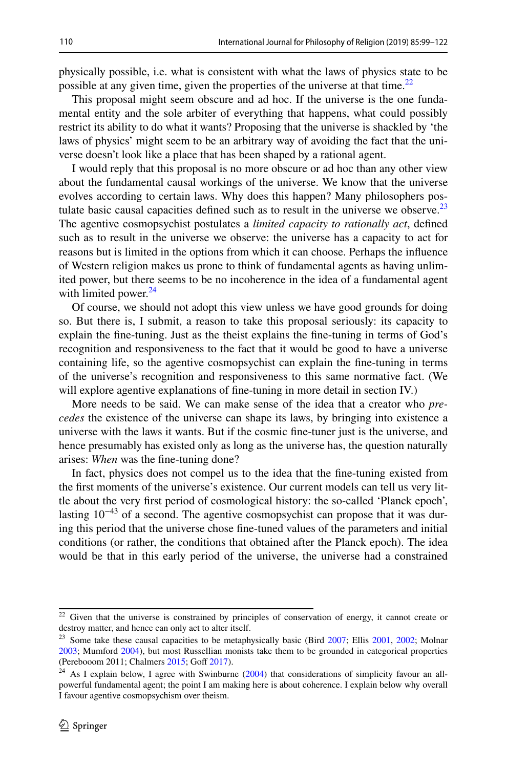physically possible, i.e. what is consistent with what the laws of physics state to be possible at any given time, given the properties of the universe at that time.[22]

This proposal might seem obscure and ad hoc. If the universe is the one fundamental entity and the sole arbiter of everything that happens, what could possibly restrict its ability to do what it wants? Proposing that the universe is shackled by 'the laws of physics' might seem to be an arbitrary way of avoiding the fact that the universe doesn't look like a place that has been shaped by a rational agent.

I would reply that this proposal is no more obscure or ad hoc than any other view about the fundamental causal workings of the universe. We know that the universe evolves according to certain laws. Why does this happen? Many philosophers postulate basic causal capacities defined such as to result in the universe we observe.[23] The agentive cosmopsychist postulates a *limited capacity to rationally act*, defined such as to result in the universe we observe: the universe has a capacity to act for reasons but is limited in the options from which it can choose. Perhaps the influence of Western religion makes us prone to think of fundamental agents as having unlimited power, but there seems to be no incoherence in the idea of a fundamental agent with limited power.[24]

Of course, we should not adopt this view unless we have good grounds for doing so. But there is, I submit, a reason to take this proposal seriously: its capacity to explain the fine-tuning. Just as the theist explains the fine-tuning in terms of God's recognition and responsiveness to the fact that it would be good to have a universe containing life, so the agentive cosmopsychist can explain the fine-tuning in terms of the universe's recognition and responsiveness to this same normative fact. (We will explore agentive explanations of fine-tuning in more detail in section IV.)

More needs to be said. We can make sense of the idea that a creator who *precedes* the existence of the universe can shape its laws, by bringing into existence a universe with the laws it wants. But if the cosmic fine-tuner just is the universe, and hence presumably has existed only as long as the universe has, the question naturally arises: *When* was the fine-tuning done?

In fact, physics does not compel us to the idea that the fine-tuning existed from the first moments of the universe's existence. Our current models can tell us very little about the very first period of cosmological history: the so-called 'Planck epoch', lasting $10^{-43}$ of a second. The agentive cosmopsychist can propose that it was during this period that the universe chose fine-tuned values of the parameters and initial conditions (or rather, the conditions that obtained after the Planck epoch). The idea would be that in this early period of the universe, the universe had a constrained

---

[22] Given that the universe is constrained by principles of conservation of energy, it cannot create or destroy matter, and hence can only act to alter itself.

[23] Some take these causal capacities to be metaphysically basic (Bird 2007; Ellis 2001, 2002; Molnar 2003; Mumford 2004), but most Russellian monists take them to be grounded in categorical properties (Perebooom 2011; Chalmers 2015; Goff 2017).

[24] As I explain below, I agree with Swinburne (2004) that considerations of simplicity favour an all-powerful fundamental agent; the point I am making here is about coherence. I explain below why overall I favour agentive cosmopsychism over theism.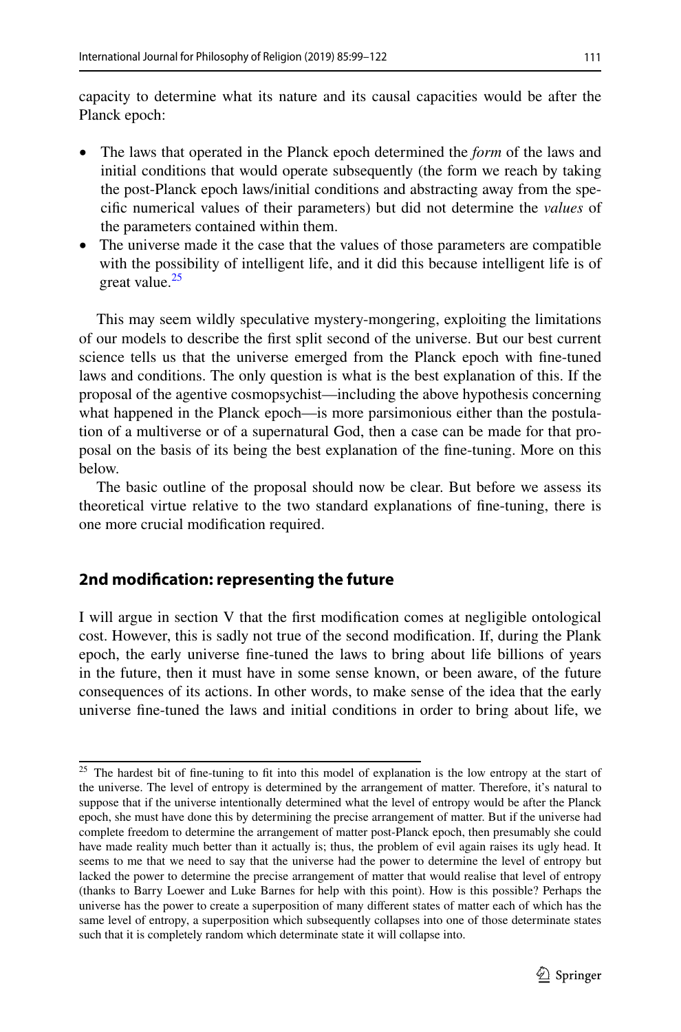capacity to determine what its nature and its causal capacities would be after the Planck epoch:

- The laws that operated in the Planck epoch determined the *form* of the laws and initial conditions that would operate subsequently (the form we reach by taking the post-Planck epoch laws/initial conditions and abstracting away from the specific numerical values of their parameters) but did not determine the *values* of the parameters contained within them.
- The universe made it the case that the values of those parameters are compatible with the possibility of intelligent life, and it did this because intelligent life is of great value.[25]

This may seem wildly speculative mystery-mongering, exploiting the limitations of our models to describe the first split second of the universe. But our best current science tells us that the universe emerged from the Planck epoch with fine-tuned laws and conditions. The only question is what is the best explanation of this. If the proposal of the agentive cosmopsychist—including the above hypothesis concerning what happened in the Planck epoch—is more parsimonious either than the postulation of a multiverse or of a supernatural God, then a case can be made for that proposal on the basis of its being the best explanation of the fine-tuning. More on this below.

The basic outline of the proposal should now be clear. But before we assess its theoretical virtue relative to the two standard explanations of fine-tuning, there is one more crucial modification required.

## 2nd modification: representing the future

I will argue in section V that the first modification comes at negligible ontological cost. However, this is sadly not true of the second modification. If, during the Plank epoch, the early universe fine-tuned the laws to bring about life billions of years in the future, then it must have in some sense known, or been aware, of the future consequences of its actions. In other words, to make sense of the idea that the early universe fine-tuned the laws and initial conditions in order to bring about life, we

[25] The hardest bit of fine-tuning to fit into this model of explanation is the low entropy at the start of the universe. The level of entropy is determined by the arrangement of matter. Therefore, it's natural to suppose that if the universe intentionally determined what the level of entropy would be after the Planck epoch, she must have done this by determining the precise arrangement of matter. But if the universe had complete freedom to determine the arrangement of matter post-Planck epoch, then presumably she could have made reality much better than it actually is; thus, the problem of evil again raises its ugly head. It seems to me that we need to say that the universe had the power to determine the level of entropy but lacked the power to determine the precise arrangement of matter that would realise that level of entropy (thanks to Barry Loewer and Luke Barnes for help with this point). How is this possible? Perhaps the universe has the power to create a superposition of many different states of matter each of which has the same level of entropy, a superposition which subsequently collapses into one of those determinate states such that it is completely random which determinate state it will collapse into.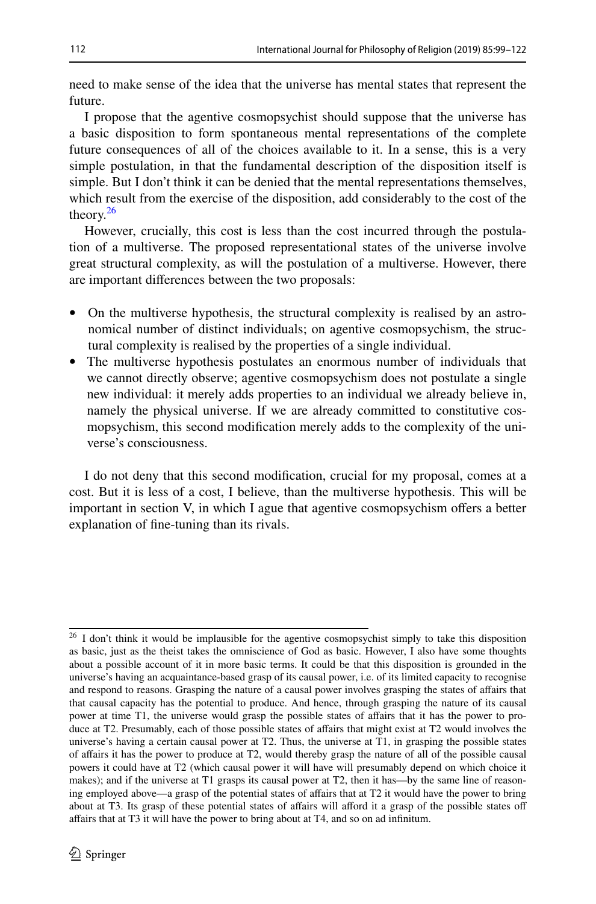need to make sense of the idea that the universe has mental states that represent the future.

I propose that the agentive cosmopsychist should suppose that the universe has a basic disposition to form spontaneous mental representations of the complete future consequences of all of the choices available to it. In a sense, this is a very simple postulation, in that the fundamental description of the disposition itself is simple. But I don't think it can be denied that the mental representations themselves, which result from the exercise of the disposition, add considerably to the cost of the theory.[26]

However, crucially, this cost is less than the cost incurred through the postulation of a multiverse. The proposed representational states of the universe involve great structural complexity, as will the postulation of a multiverse. However, there are important differences between the two proposals:

- On the multiverse hypothesis, the structural complexity is realised by an astronomical number of distinct individuals; on agentive cosmopsychism, the structural complexity is realised by the properties of a single individual.
- The multiverse hypothesis postulates an enormous number of individuals that we cannot directly observe; agentive cosmopsychism does not postulate a single new individual: it merely adds properties to an individual we already believe in, namely the physical universe. If we are already committed to constitutive cosmopsychism, this second modification merely adds to the complexity of the universe's consciousness.

I do not deny that this second modification, crucial for my proposal, comes at a cost. But it is less of a cost, I believe, than the multiverse hypothesis. This will be important in section V, in which I ague that agentive cosmopsychism offers a better explanation of fine-tuning than its rivals.

---

[26] I don't think it would be implausible for the agentive cosmopsychist simply to take this disposition as basic, just as the theist takes the omniscience of God as basic. However, I also have some thoughts about a possible account of it in more basic terms. It could be that this disposition is grounded in the universe's having an acquaintance-based grasp of its causal power, i.e. of its limited capacity to recognise and respond to reasons. Grasping the nature of a causal power involves grasping the states of affairs that that causal capacity has the potential to produce. And hence, through grasping the nature of its causal power at time T1, the universe would grasp the possible states of affairs that it has the power to produce at T2. Presumably, each of those possible states of affairs that might exist at T2 would involves the universe's having a certain causal power at T2. Thus, the universe at T1, in grasping the possible states of affairs it has the power to produce at T2, would thereby grasp the nature of all of the possible causal powers it could have at T2 (which causal power it will have will presumably depend on which choice it makes); and if the universe at T1 grasps its causal power at T2, then it has—by the same line of reasoning employed above—a grasp of the potential states of affairs that at T2 it would have the power to bring about at T3. Its grasp of these potential states of affairs will afford it a grasp of the possible states off affairs that at T3 it will have the power to bring about at T4, and so on ad infinitum.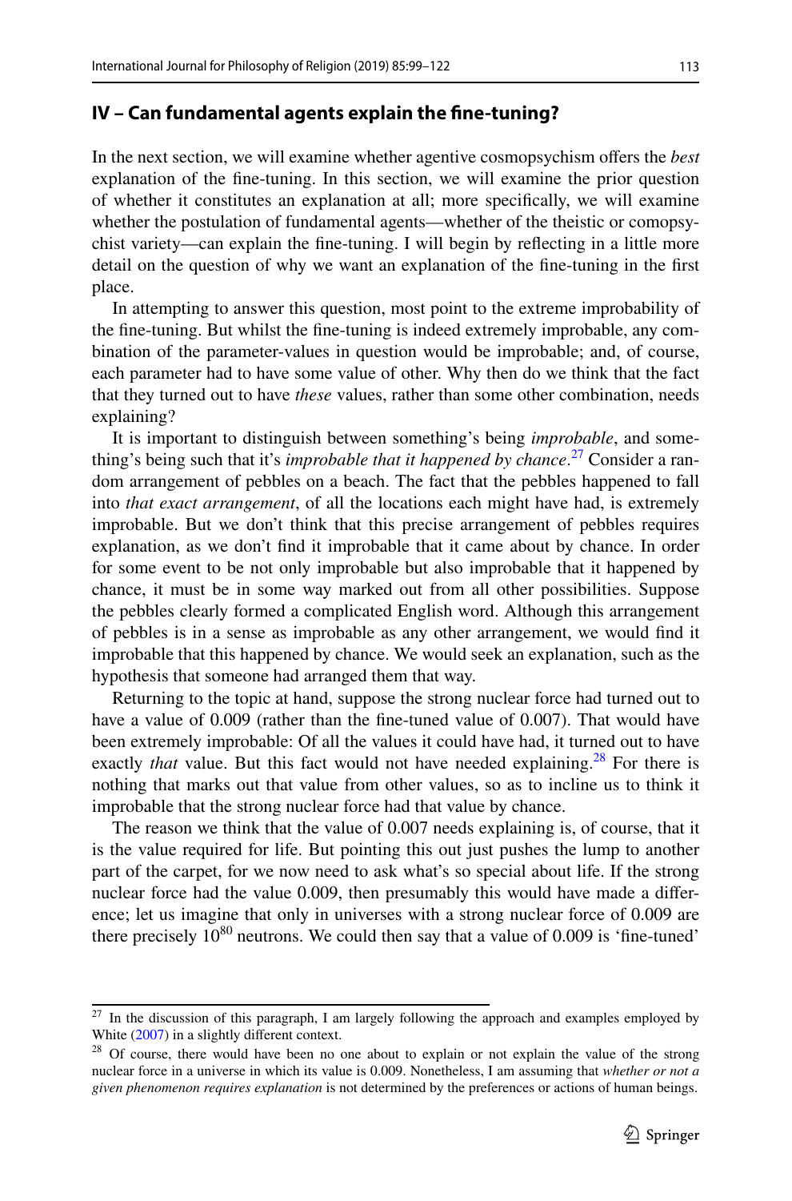## IV – Can fundamental agents explain the fine-tuning?

In the next section, we will examine whether agentive cosmopsychism offers the *best* explanation of the fine-tuning. In this section, we will examine the prior question of whether it constitutes an explanation at all; more specifically, we will examine whether the postulation of fundamental agents—whether of the theistic or comopsychist variety—can explain the fine-tuning. I will begin by reflecting in a little more detail on the question of why we want an explanation of the fine-tuning in the first place.

In attempting to answer this question, most point to the extreme improbability of the fine-tuning. But whilst the fine-tuning is indeed extremely improbable, any combination of the parameter-values in question would be improbable; and, of course, each parameter had to have some value of other. Why then do we think that the fact that they turned out to have *these* values, rather than some other combination, needs explaining?

It is important to distinguish between something's being *improbable*, and something's being such that it's *improbable that it happened by chance*.[27] Consider a random arrangement of pebbles on a beach. The fact that the pebbles happened to fall into *that exact arrangement*, of all the locations each might have had, is extremely improbable. But we don't think that this precise arrangement of pebbles requires explanation, as we don't find it improbable that it came about by chance. In order for some event to be not only improbable but also improbable that it happened by chance, it must be in some way marked out from all other possibilities. Suppose the pebbles clearly formed a complicated English word. Although this arrangement of pebbles is in a sense as improbable as any other arrangement, we would find it improbable that this happened by chance. We would seek an explanation, such as the hypothesis that someone had arranged them that way.

Returning to the topic at hand, suppose the strong nuclear force had turned out to have a value of 0.009 (rather than the fine-tuned value of 0.007). That would have been extremely improbable: Of all the values it could have had, it turned out to have exactly *that* value. But this fact would not have needed explaining.[28] For there is nothing that marks out that value from other values, so as to incline us to think it improbable that the strong nuclear force had that value by chance.

The reason we think that the value of 0.007 needs explaining is, of course, that it is the value required for life. But pointing this out just pushes the lump to another part of the carpet, for we now need to ask what's so special about life. If the strong nuclear force had the value 0.009, then presumably this would have made a difference; let us imagine that only in universes with a strong nuclear force of 0.009 are there precisely $10^{80}$ neutrons. We could then say that a value of 0.009 is 'fine-tuned'

---

[27] In the discussion of this paragraph, I am largely following the approach and examples employed by White (2007) in a slightly different context.

[28] Of course, there would have been no one about to explain or not explain the value of the strong nuclear force in a universe in which its value is 0.009. Nonetheless, I am assuming that *whether or not a given phenomenon requires explanation* is not determined by the preferences or actions of human beings.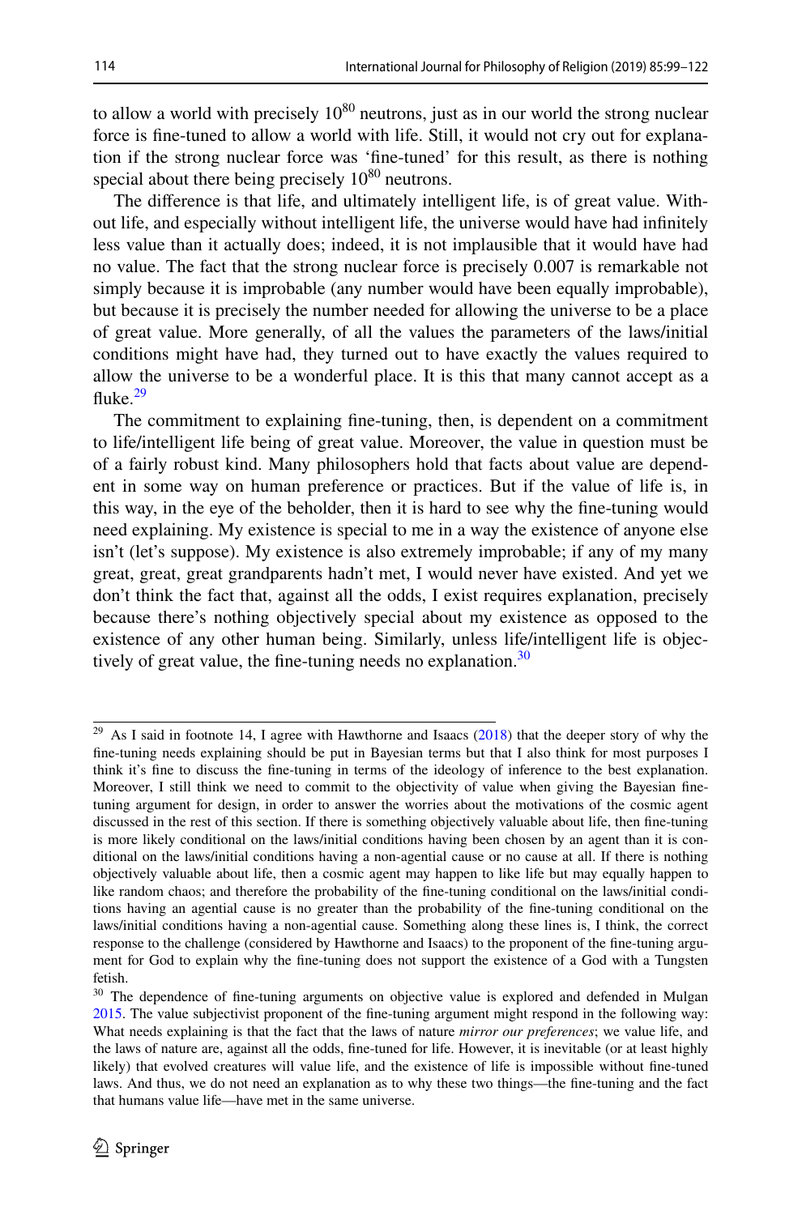to allow a world with precisely $10^{80}$ neutrons, just as in our world the strong nuclear force is fine-tuned to allow a world with life. Still, it would not cry out for explanation if the strong nuclear force was 'fine-tuned' for this result, as there is nothing special about there being precisely $10^{80}$ neutrons.

The difference is that life, and ultimately intelligent life, is of great value. Without life, and especially without intelligent life, the universe would have had infinitely less value than it actually does; indeed, it is not implausible that it would have had no value. The fact that the strong nuclear force is precisely 0.007 is remarkable not simply because it is improbable (any number would have been equally improbable), but because it is precisely the number needed for allowing the universe to be a place of great value. More generally, of all the values the parameters of the laws/initial conditions might have had, they turned out to have exactly the values required to allow the universe to be a wonderful place. It is this that many cannot accept as a fluke.[29]

The commitment to explaining fine-tuning, then, is dependent on a commitment to life/intelligent life being of great value. Moreover, the value in question must be of a fairly robust kind. Many philosophers hold that facts about value are dependent in some way on human preference or practices. But if the value of life is, in this way, in the eye of the beholder, then it is hard to see why the fine-tuning would need explaining. My existence is special to me in a way the existence of anyone else isn't (let's suppose). My existence is also extremely improbable; if any of my many great, great, great grandparents hadn't met, I would never have existed. And yet we don't think the fact that, against all the odds, I exist requires explanation, precisely because there's nothing objectively special about my existence as opposed to the existence of any other human being. Similarly, unless life/intelligent life is objectively of great value, the fine-tuning needs no explanation.[30]

---

[29] As I said in footnote 14, I agree with Hawthorne and Isaacs (2018) that the deeper story of why the fine-tuning needs explaining should be put in Bayesian terms but that I also think for most purposes I think it's fine to discuss the fine-tuning in terms of the ideology of inference to the best explanation. Moreover, I still think we need to commit to the objectivity of value when giving the Bayesian fine-tuning argument for design, in order to answer the worries about the motivations of the cosmic agent discussed in the rest of this section. If there is something objectively valuable about life, then fine-tuning is more likely conditional on the laws/initial conditions having been chosen by an agent than it is conditional on the laws/initial conditions having a non-agential cause or no cause at all. If there is nothing objectively valuable about life, then a cosmic agent may happen to like life but may equally happen to like random chaos; and therefore the probability of the fine-tuning conditional on the laws/initial conditions having an agential cause is no greater than the probability of the fine-tuning conditional on the laws/initial conditions having a non-agential cause. Something along these lines is, I think, the correct response to the challenge (considered by Hawthorne and Isaacs) to the proponent of the fine-tuning argument for God to explain why the fine-tuning does not support the existence of a God with a Tungsten fetish.

[30] The dependence of fine-tuning arguments on objective value is explored and defended in Mulgan 2015. The value subjectivist proponent of the fine-tuning argument might respond in the following way: What needs explaining is that the fact that the laws of nature *mirror our preferences*; we value life, and the laws of nature are, against all the odds, fine-tuned for life. However, it is inevitable (or at least highly likely) that evolved creatures will value life, and the existence of life is impossible without fine-tuned laws. And thus, we do not need an explanation as to why these two things—the fine-tuning and the fact that humans value life—have met in the same universe.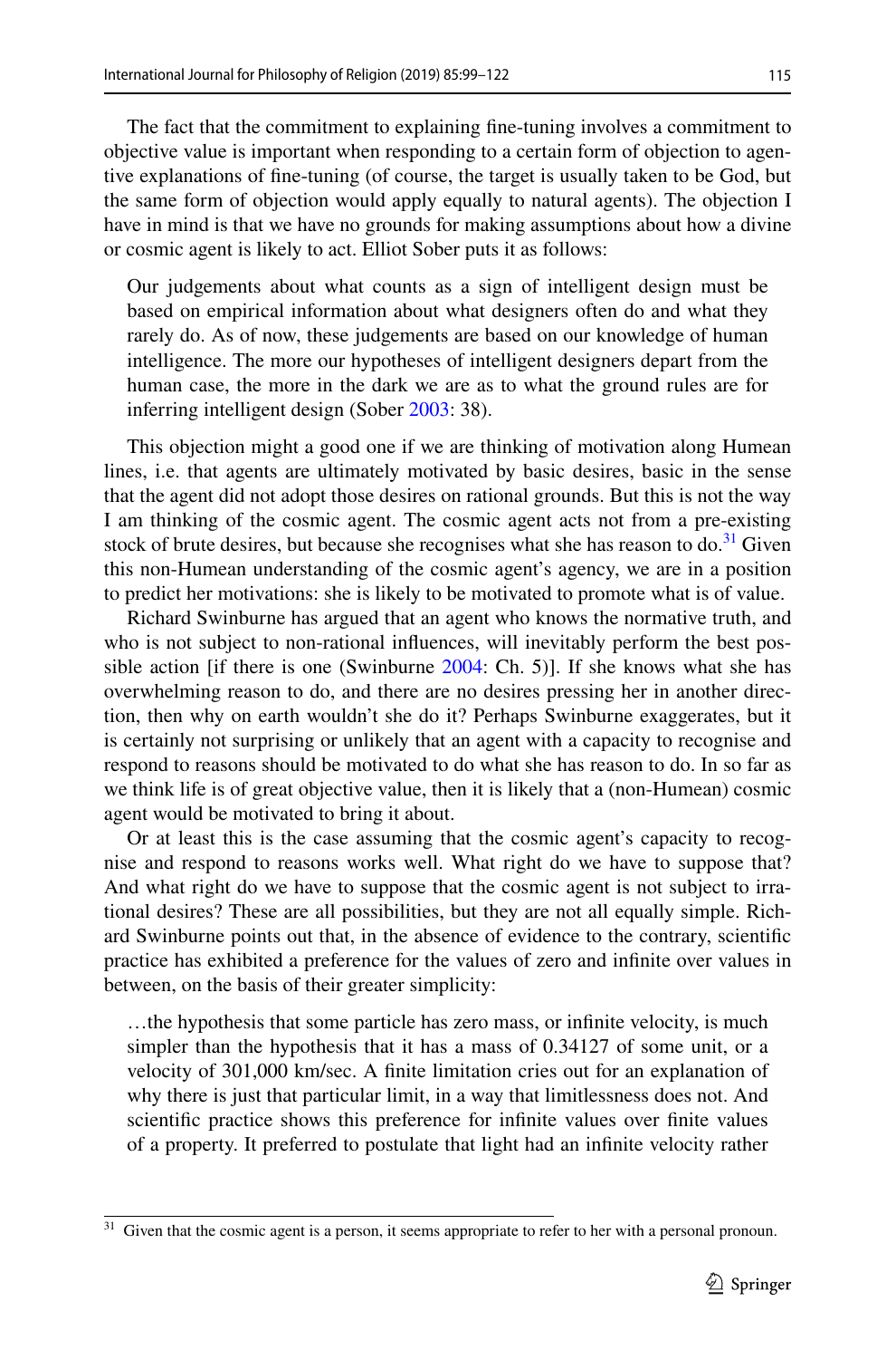The fact that the commitment to explaining fine-tuning involves a commitment to objective value is important when responding to a certain form of objection to agentive explanations of fine-tuning (of course, the target is usually taken to be God, but the same form of objection would apply equally to natural agents). The objection I have in mind is that we have no grounds for making assumptions about how a divine or cosmic agent is likely to act. Elliot Sober puts it as follows:

> Our judgements about what counts as a sign of intelligent design must be based on empirical information about what designers often do and what they rarely do. As of now, these judgements are based on our knowledge of human intelligence. The more our hypotheses of intelligent designers depart from the human case, the more in the dark we are as to what the ground rules are for inferring intelligent design (Sober 2003: 38).

This objection might a good one if we are thinking of motivation along Humean lines, i.e. that agents are ultimately motivated by basic desires, basic in the sense that the agent did not adopt those desires on rational grounds. But this is not the way I am thinking of the cosmic agent. The cosmic agent acts not from a pre-existing stock of brute desires, but because she recognises what she has reason to do.[31] Given this non-Humean understanding of the cosmic agent's agency, we are in a position to predict her motivations: she is likely to be motivated to promote what is of value.

Richard Swinburne has argued that an agent who knows the normative truth, and who is not subject to non-rational influences, will inevitably perform the best possible action [if there is one (Swinburne 2004: Ch. 5)]. If she knows what she has overwhelming reason to do, and there are no desires pressing her in another direction, then why on earth wouldn't she do it? Perhaps Swinburne exaggerates, but it is certainly not surprising or unlikely that an agent with a capacity to recognise and respond to reasons should be motivated to do what she has reason to do. In so far as we think life is of great objective value, then it is likely that a (non-Humean) cosmic agent would be motivated to bring it about.

Or at least this is the case assuming that the cosmic agent's capacity to recognise and respond to reasons works well. What right do we have to suppose that? And what right do we have to suppose that the cosmic agent is not subject to irrational desires? These are all possibilities, but they are not all equally simple. Richard Swinburne points out that, in the absence of evidence to the contrary, scientific practice has exhibited a preference for the values of zero and infinite over values in between, on the basis of their greater simplicity:

> …the hypothesis that some particle has zero mass, or infinite velocity, is much simpler than the hypothesis that it has a mass of 0.34127 of some unit, or a velocity of 301,000 km/sec. A finite limitation cries out for an explanation of why there is just that particular limit, in a way that limitlessness does not. And scientific practice shows this preference for infinite values over finite values of a property. It preferred to postulate that light had an infinite velocity rather

---

[31] Given that the cosmic agent is a person, it seems appropriate to refer to her with a personal pronoun.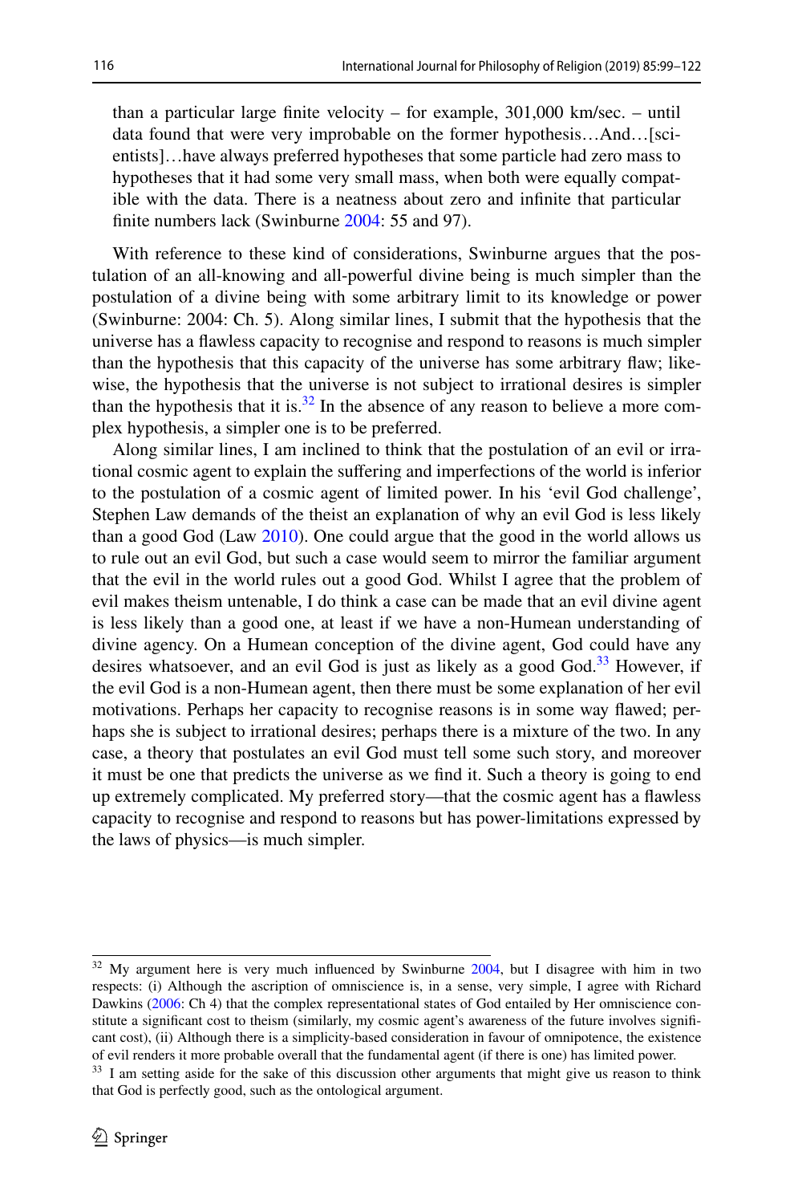> than a particular large finite velocity – for example, 301,000 km/sec. – until data found that were very improbable on the former hypothesis…And…[scientists]…have always preferred hypotheses that some particle had zero mass to hypotheses that it had some very small mass, when both were equally compatible with the data. There is a neatness about zero and infinite that particular finite numbers lack (Swinburne 2004: 55 and 97).

With reference to these kind of considerations, Swinburne argues that the postulation of an all-knowing and all-powerful divine being is much simpler than the postulation of a divine being with some arbitrary limit to its knowledge or power (Swinburne: 2004: Ch. 5). Along similar lines, I submit that the hypothesis that the universe has a flawless capacity to recognise and respond to reasons is much simpler than the hypothesis that this capacity of the universe has some arbitrary flaw; likewise, the hypothesis that the universe is not subject to irrational desires is simpler than the hypothesis that it is.[32] In the absence of any reason to believe a more complex hypothesis, a simpler one is to be preferred.

Along similar lines, I am inclined to think that the postulation of an evil or irrational cosmic agent to explain the suffering and imperfections of the world is inferior to the postulation of a cosmic agent of limited power. In his 'evil God challenge', Stephen Law demands of the theist an explanation of why an evil God is less likely than a good God (Law 2010). One could argue that the good in the world allows us to rule out an evil God, but such a case would seem to mirror the familiar argument that the evil in the world rules out a good God. Whilst I agree that the problem of evil makes theism untenable, I do think a case can be made that an evil divine agent is less likely than a good one, at least if we have a non-Humean understanding of divine agency. On a Humean conception of the divine agent, God could have any desires whatsoever, and an evil God is just as likely as a good God.[33] However, if the evil God is a non-Humean agent, then there must be some explanation of her evil motivations. Perhaps her capacity to recognise reasons is in some way flawed; perhaps she is subject to irrational desires; perhaps there is a mixture of the two. In any case, a theory that postulates an evil God must tell some such story, and moreover it must be one that predicts the universe as we find it. Such a theory is going to end up extremely complicated. My preferred story—that the cosmic agent has a flawless capacity to recognise and respond to reasons but has power-limitations expressed by the laws of physics—is much simpler.

---

[32] My argument here is very much influenced by Swinburne 2004, but I disagree with him in two respects: (i) Although the ascription of omniscience is, in a sense, very simple, I agree with Richard Dawkins (2006: Ch 4) that the complex representational states of God entailed by Her omniscience constitute a significant cost to theism (similarly, my cosmic agent's awareness of the future involves significant cost), (ii) Although there is a simplicity-based consideration in favour of omnipotence, the existence of evil renders it more probable overall that the fundamental agent (if there is one) has limited power.

[33] I am setting aside for the sake of this discussion other arguments that might give us reason to think that God is perfectly good, such as the ontological argument.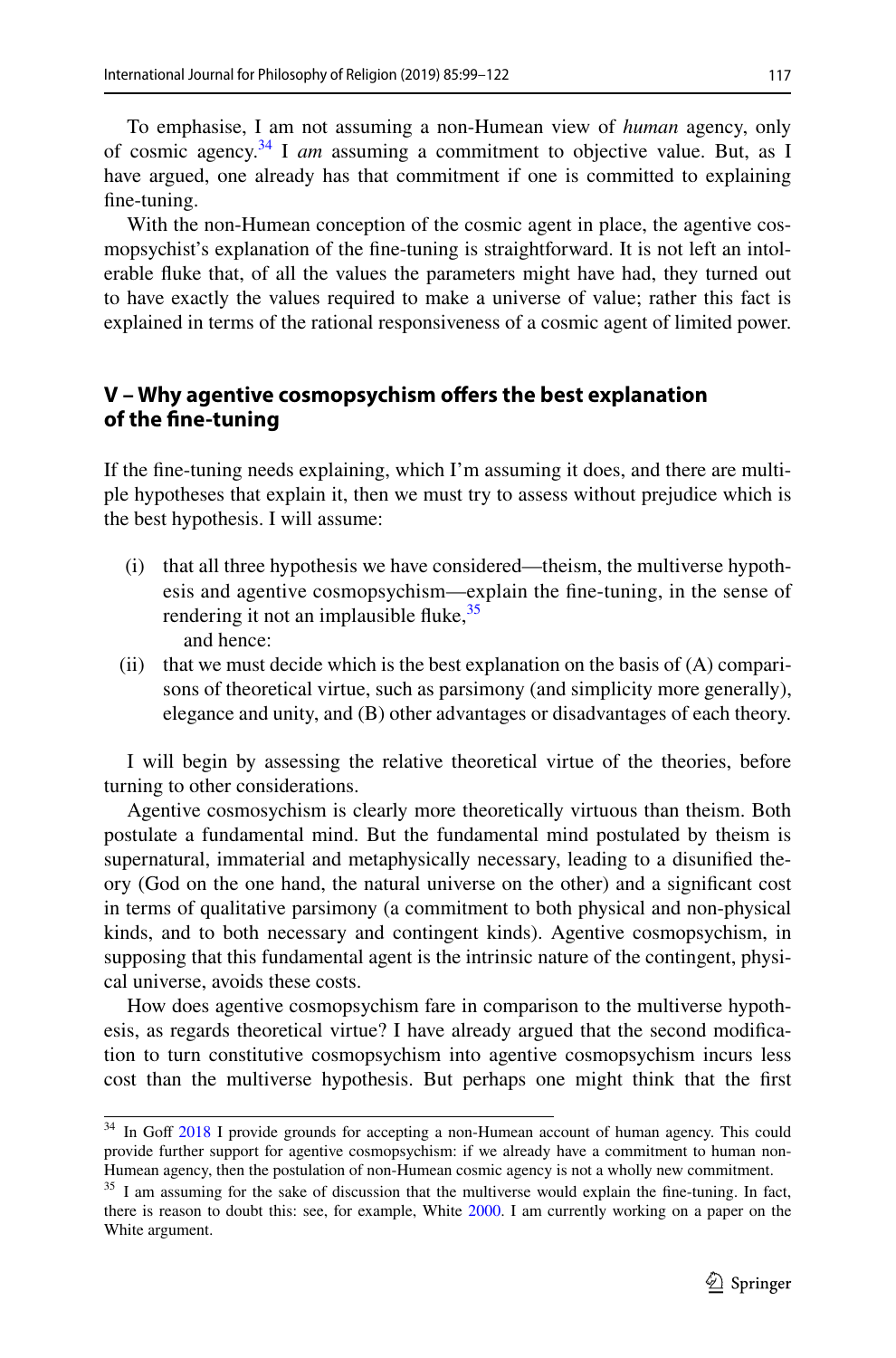To emphasise, I am not assuming a non-Humean view of *human* agency, only of cosmic agency.[34] I *am* assuming a commitment to objective value. But, as I have argued, one already has that commitment if one is committed to explaining fine-tuning.

With the non-Humean conception of the cosmic agent in place, the agentive cosmopsychist's explanation of the fine-tuning is straightforward. It is not left an intolerable fluke that, of all the values the parameters might have had, they turned out to have exactly the values required to make a universe of value; rather this fact is explained in terms of the rational responsiveness of a cosmic agent of limited power.

## V – Why agentive cosmopsychism offers the best explanation of the fine-tuning

If the fine-tuning needs explaining, which I'm assuming it does, and there are multiple hypotheses that explain it, then we must try to assess without prejudice which is the best hypothesis. I will assume:

(i) that all three hypothesis we have considered—theism, the multiverse hypothesis and agentive cosmopsychism—explain the fine-tuning, in the sense of rendering it not an implausible fluke,[35]
   and hence:

(ii) that we must decide which is the best explanation on the basis of (A) comparisons of theoretical virtue, such as parsimony (and simplicity more generally), elegance and unity, and (B) other advantages or disadvantages of each theory.

I will begin by assessing the relative theoretical virtue of the theories, before turning to other considerations.

Agentive cosmosychism is clearly more theoretically virtuous than theism. Both postulate a fundamental mind. But the fundamental mind postulated by theism is supernatural, immaterial and metaphysically necessary, leading to a disunified theory (God on the one hand, the natural universe on the other) and a significant cost in terms of qualitative parsimony (a commitment to both physical and non-physical kinds, and to both necessary and contingent kinds). Agentive cosmopsychism, in supposing that this fundamental agent is the intrinsic nature of the contingent, physical universe, avoids these costs.

How does agentive cosmopsychism fare in comparison to the multiverse hypothesis, as regards theoretical virtue? I have already argued that the second modification to turn constitutive cosmopsychism into agentive cosmopsychism incurs less cost than the multiverse hypothesis. But perhaps one might think that the first

---

[34] In Goff 2018 I provide grounds for accepting a non-Humean account of human agency. This could provide further support for agentive cosmopsychism: if we already have a commitment to human non-Humean agency, then the postulation of non-Humean cosmic agency is not a wholly new commitment.

[35] I am assuming for the sake of discussion that the multiverse would explain the fine-tuning. In fact, there is reason to doubt this: see, for example, White 2000. I am currently working on a paper on the White argument.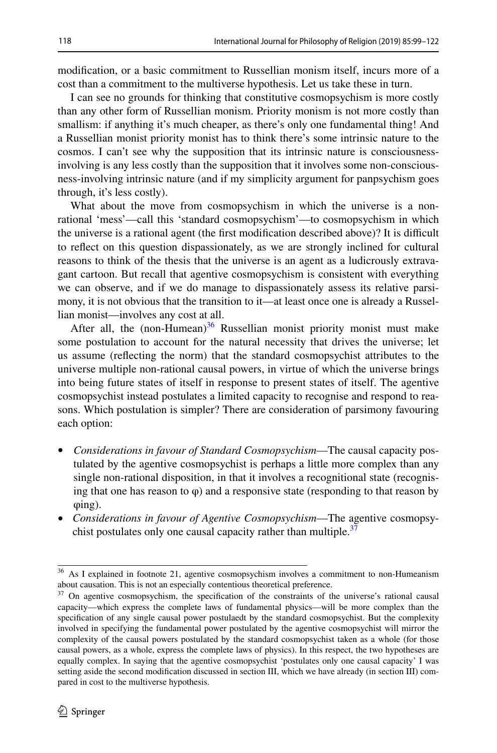modification, or a basic commitment to Russellian monism itself, incurs more of a cost than a commitment to the multiverse hypothesis. Let us take these in turn.

I can see no grounds for thinking that constitutive cosmopsychism is more costly than any other form of Russellian monism. Priority monism is not more costly than smallism: if anything it's much cheaper, as there's only one fundamental thing! And a Russellian monist priority monist has to think there's some intrinsic nature to the cosmos. I can't see why the supposition that its intrinsic nature is consciousness-involving is any less costly than the supposition that it involves some non-consciousness-involving intrinsic nature (and if my simplicity argument for panpsychism goes through, it's less costly).

What about the move from cosmopsychism in which the universe is a non-rational 'mess'—call this 'standard cosmopsychism'—to cosmopsychism in which the universe is a rational agent (the first modification described above)? It is difficult to reflect on this question dispassionately, as we are strongly inclined for cultural reasons to think of the thesis that the universe is an agent as a ludicrously extravagant cartoon. But recall that agentive cosmopsychism is consistent with everything we can observe, and if we do manage to dispassionately assess its relative parsimony, it is not obvious that the transition to it—at least once one is already a Russellian monist—involves any cost at all.

After all, the (non-Humean)[36] Russellian monist priority monist must make some postulation to account for the natural necessity that drives the universe; let us assume (reflecting the norm) that the standard cosmopsychist attributes to the universe multiple non-rational causal powers, in virtue of which the universe brings into being future states of itself in response to present states of itself. The agentive cosmopsychist instead postulates a limited capacity to recognise and respond to reasons. Which postulation is simpler? There are consideration of parsimony favouring each option:

- *Considerations in favour of Standard Cosmopsychism*—The causal capacity postulated by the agentive cosmopsychist is perhaps a little more complex than any single non-rational disposition, in that it involves a recognitional state (recognising that one has reason to φ) and a responsive state (responding to that reason by φing).
- *Considerations in favour of Agentive Cosmopsychism*—The agentive cosmopsychist postulates only one causal capacity rather than multiple.[37]

---

[36] As I explained in footnote 21, agentive cosmopsychism involves a commitment to non-Humeanism about causation. This is not an especially contentious theoretical preference.

[37] On agentive cosmopsychism, the specification of the constraints of the universe's rational causal capacity—which express the complete laws of fundamental physics—will be more complex than the specification of any single causal power postulaedt by the standard cosmopsychist. But the complexity involved in specifying the fundamental power postulated by the agentive cosmopsychist will mirror the complexity of the causal powers postulated by the standard cosmopsychist taken as a whole (for those causal powers, as a whole, express the complete laws of physics). In this respect, the two hypotheses are equally complex. In saying that the agentive cosmopsychist 'postulates only one causal capacity' I was setting aside the second modification discussed in section III, which we have already (in section III) compared in cost to the multiverse hypothesis.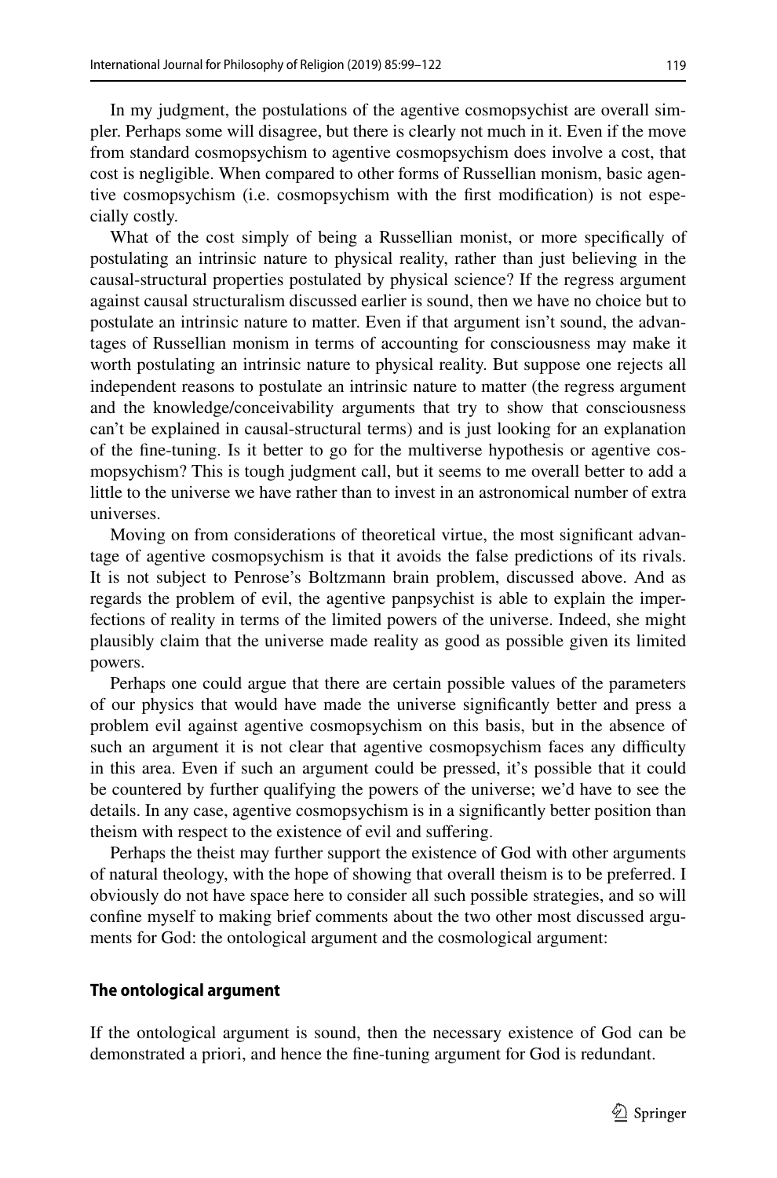In my judgment, the postulations of the agentive cosmopsychist are overall simpler. Perhaps some will disagree, but there is clearly not much in it. Even if the move from standard cosmopsychism to agentive cosmopsychism does involve a cost, that cost is negligible. When compared to other forms of Russellian monism, basic agentive cosmopsychism (i.e. cosmopsychism with the first modification) is not especially costly.

What of the cost simply of being a Russellian monist, or more specifically of postulating an intrinsic nature to physical reality, rather than just believing in the causal-structural properties postulated by physical science? If the regress argument against causal structuralism discussed earlier is sound, then we have no choice but to postulate an intrinsic nature to matter. Even if that argument isn't sound, the advantages of Russellian monism in terms of accounting for consciousness may make it worth postulating an intrinsic nature to physical reality. But suppose one rejects all independent reasons to postulate an intrinsic nature to matter (the regress argument and the knowledge/conceivability arguments that try to show that consciousness can't be explained in causal-structural terms) and is just looking for an explanation of the fine-tuning. Is it better to go for the multiverse hypothesis or agentive cosmopsychism? This is tough judgment call, but it seems to me overall better to add a little to the universe we have rather than to invest in an astronomical number of extra universes.

Moving on from considerations of theoretical virtue, the most significant advantage of agentive cosmopsychism is that it avoids the false predictions of its rivals. It is not subject to Penrose's Boltzmann brain problem, discussed above. And as regards the problem of evil, the agentive panpsychist is able to explain the imperfections of reality in terms of the limited powers of the universe. Indeed, she might plausibly claim that the universe made reality as good as possible given its limited powers.

Perhaps one could argue that there are certain possible values of the parameters of our physics that would have made the universe significantly better and press a problem evil against agentive cosmopsychism on this basis, but in the absence of such an argument it is not clear that agentive cosmopsychism faces any difficulty in this area. Even if such an argument could be pressed, it's possible that it could be countered by further qualifying the powers of the universe; we'd have to see the details. In any case, agentive cosmopsychism is in a significantly better position than theism with respect to the existence of evil and suffering.

Perhaps the theist may further support the existence of God with other arguments of natural theology, with the hope of showing that overall theism is to be preferred. I obviously do not have space here to consider all such possible strategies, and so will confine myself to making brief comments about the two other most discussed arguments for God: the ontological argument and the cosmological argument:

### The ontological argument

If the ontological argument is sound, then the necessary existence of God can be demonstrated a priori, and hence the fine-tuning argument for God is redundant.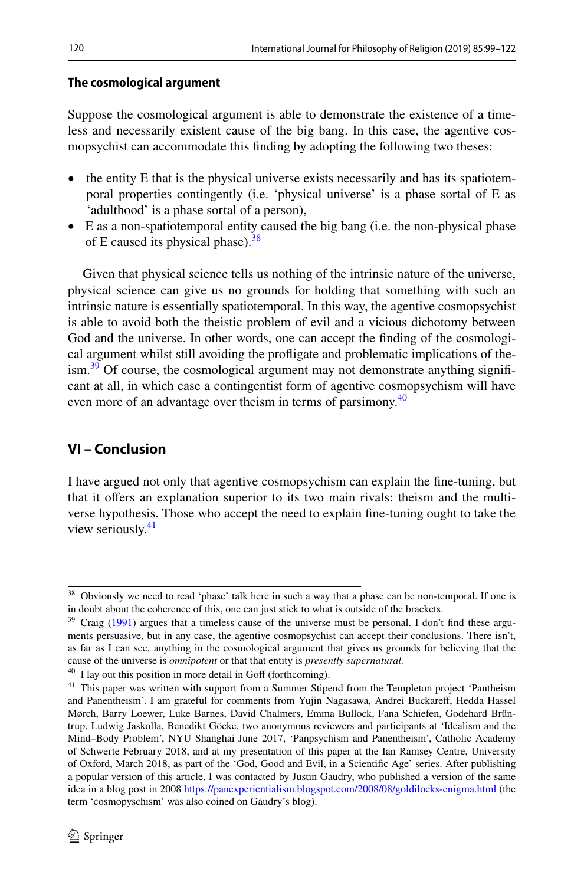### The cosmological argument

Suppose the cosmological argument is able to demonstrate the existence of a timeless and necessarily existent cause of the big bang. In this case, the agentive cosmopsychist can accommodate this finding by adopting the following two theses:

- the entity E that is the physical universe exists necessarily and has its spatiotemporal properties contingently (i.e. 'physical universe' is a phase sortal of E as 'adulthood' is a phase sortal of a person),
- E as a non-spatiotemporal entity caused the big bang (i.e. the non-physical phase of E caused its physical phase).[38]

Given that physical science tells us nothing of the intrinsic nature of the universe, physical science can give us no grounds for holding that something with such an intrinsic nature is essentially spatiotemporal. In this way, the agentive cosmopsychist is able to avoid both the theistic problem of evil and a vicious dichotomy between God and the universe. In other words, one can accept the finding of the cosmological argument whilst still avoiding the profligate and problematic implications of theism.[39] Of course, the cosmological argument may not demonstrate anything significant at all, in which case a contingentist form of agentive cosmopsychism will have even more of an advantage over theism in terms of parsimony.[40]

## VI – Conclusion

I have argued not only that agentive cosmopsychism can explain the fine-tuning, but that it offers an explanation superior to its two main rivals: theism and the multiverse hypothesis. Those who accept the need to explain fine-tuning ought to take the view seriously.[41]

---

[38] Obviously we need to read 'phase' talk here in such a way that a phase can be non-temporal. If one is in doubt about the coherence of this, one can just stick to what is outside of the brackets.

[39] Craig (1991) argues that a timeless cause of the universe must be personal. I don't find these arguments persuasive, but in any case, the agentive cosmopsychist can accept their conclusions. There isn't, as far as I can see, anything in the cosmological argument that gives us grounds for believing that the cause of the universe is *omnipotent* or that that entity is *presently supernatural.*

[40] I lay out this position in more detail in Goff (forthcoming).

[41] This paper was written with support from a Summer Stipend from the Templeton project 'Pantheism and Panentheism'. I am grateful for comments from Yujin Nagasawa, Andrei Buckareff, Hedda Hassel Mørch, Barry Loewer, Luke Barnes, David Chalmers, Emma Bullock, Fana Schiefen, Godehard Brüntrup, Ludwig Jaskolla, Benedikt Göcke, two anonymous reviewers and participants at 'Idealism and the Mind–Body Problem', NYU Shanghai June 2017, 'Panpsychism and Panentheism', Catholic Academy of Schwerte February 2018, and at my presentation of this paper at the Ian Ramsey Centre, University of Oxford, March 2018, as part of the 'God, Good and Evil, in a Scientific Age' series. After publishing a popular version of this article, I was contacted by Justin Gaudry, who published a version of the same idea in a blog post in 2008 https://panexperientialism.blogspot.com/2008/08/goldilocks-enigma.html (the term 'cosmopyschism' was also coined on Gaudry's blog).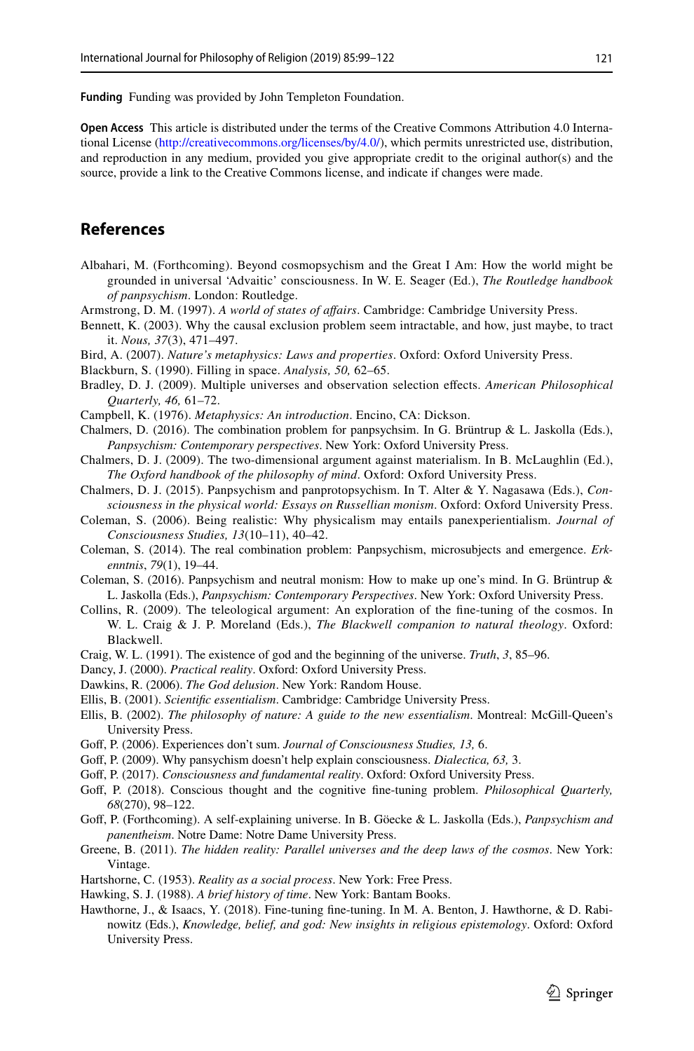**Funding** Funding was provided by John Templeton Foundation.

**Open Access** This article is distributed under the terms of the Creative Commons Attribution 4.0 International License (http://creativecommons.org/licenses/by/4.0/), which permits unrestricted use, distribution, and reproduction in any medium, provided you give appropriate credit to the original author(s) and the source, provide a link to the Creative Commons license, and indicate if changes were made.

## References

Albahari, M. (Forthcoming). Beyond cosmopsychism and the Great I Am: How the world might be grounded in universal 'Advaitic' consciousness. In W. E. Seager (Ed.), *The Routledge handbook of panpsychism*. London: Routledge.

Armstrong, D. M. (1997). *A world of states of affairs*. Cambridge: Cambridge University Press.

Bennett, K. (2003). Why the causal exclusion problem seem intractable, and how, just maybe, to tract it. *Nous, 37*(3), 471–497.

Bird, A. (2007). *Nature's metaphysics: Laws and properties*. Oxford: Oxford University Press.

Blackburn, S. (1990). Filling in space. *Analysis, 50,* 62–65.

Bradley, D. J. (2009). Multiple universes and observation selection effects. *American Philosophical Quarterly, 46,* 61–72.

Campbell, K. (1976). *Metaphysics: An introduction*. Encino, CA: Dickson.

Chalmers, D. (2016). The combination problem for panpsychsim. In G. Brüntrup & L. Jaskolla (Eds.), *Panpsychism: Contemporary perspectives*. New York: Oxford University Press.

Chalmers, D. J. (2009). The two-dimensional argument against materialism. In B. McLaughlin (Ed.), *The Oxford handbook of the philosophy of mind*. Oxford: Oxford University Press.

Chalmers, D. J. (2015). Panpsychism and panprotopsychism. In T. Alter & Y. Nagasawa (Eds.), *Consciousness in the physical world: Essays on Russellian monism*. Oxford: Oxford University Press.

Coleman, S. (2006). Being realistic: Why physicalism may entails panexperientialism. *Journal of Consciousness Studies, 13*(10–11), 40–42.

Coleman, S. (2014). The real combination problem: Panpsychism, microsubjects and emergence. *Erkenntnis*, *79*(1), 19–44.

Coleman, S. (2016). Panpsychism and neutral monism: How to make up one's mind. In G. Brüntrup & L. Jaskolla (Eds.), *Panpsychism: Contemporary Perspectives*. New York: Oxford University Press.

Collins, R. (2009). The teleological argument: An exploration of the fine-tuning of the cosmos. In W. L. Craig & J. P. Moreland (Eds.), *The Blackwell companion to natural theology*. Oxford: Blackwell.

Craig, W. L. (1991). The existence of god and the beginning of the universe. *Truth*, *3*, 85–96.

Dancy, J. (2000). *Practical reality*. Oxford: Oxford University Press.

Dawkins, R. (2006). *The God delusion*. New York: Random House.

Ellis, B. (2001). *Scientific essentialism*. Cambridge: Cambridge University Press.

Ellis, B. (2002). *The philosophy of nature: A guide to the new essentialism*. Montreal: McGill-Queen's University Press.

Goff, P. (2006). Experiences don't sum. *Journal of Consciousness Studies, 13,* 6.

Goff, P. (2009). Why pansychism doesn't help explain consciousness. *Dialectica, 63,* 3.

Goff, P. (2017). *Consciousness and fundamental reality*. Oxford: Oxford University Press.

Goff, P. (2018). Conscious thought and the cognitive fine-tuning problem. *Philosophical Quarterly, 68*(270), 98–122.

Goff, P. (Forthcoming). A self-explaining universe. In B. Göecke & L. Jaskolla (Eds.), *Panpsychism and panentheism*. Notre Dame: Notre Dame University Press.

Greene, B. (2011). *The hidden reality: Parallel universes and the deep laws of the cosmos*. New York: Vintage.

Hartshorne, C. (1953). *Reality as a social process*. New York: Free Press.

Hawking, S. J. (1988). *A brief history of time*. New York: Bantam Books.

Hawthorne, J., & Isaacs, Y. (2018). Fine-tuning fine-tuning. In M. A. Benton, J. Hawthorne, & D. Rabinowitz (Eds.), *Knowledge, belief, and god: New insights in religious epistemology*. Oxford: Oxford University Press.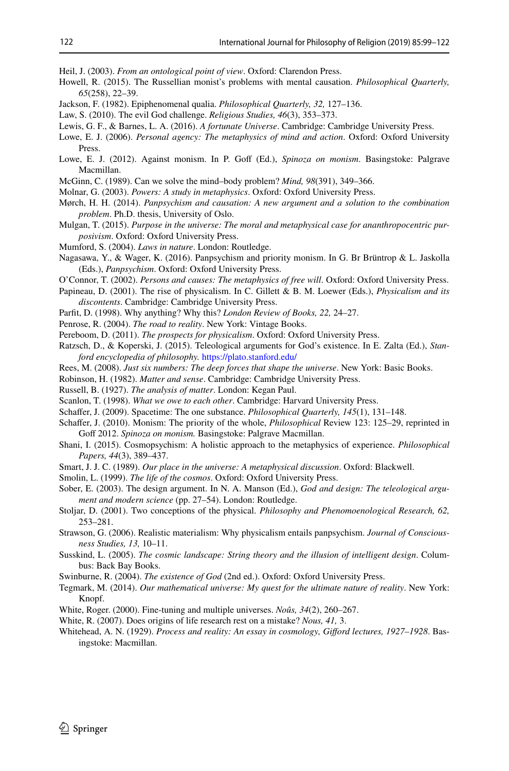Heil, J. (2003). *From an ontological point of view*. Oxford: Clarendon Press.

Howell, R. (2015). The Russellian monist's problems with mental causation. *Philosophical Quarterly, 65*(258), 22–39.

Jackson, F. (1982). Epiphenomenal qualia. *Philosophical Quarterly, 32,* 127–136.

Law, S. (2010). The evil God challenge. *Religious Studies, 46*(3), 353–373.

Lewis, G. F., & Barnes, L. A. (2016). *A fortunate Universe*. Cambridge: Cambridge University Press.

Lowe, E. J. (2006). *Personal agency: The metaphysics of mind and action*. Oxford: Oxford University Press.

Lowe, E. J. (2012). Against monism. In P. Goff (Ed.), *Spinoza on monism*. Basingstoke: Palgrave Macmillan.

McGinn, C. (1989). Can we solve the mind–body problem? *Mind, 98*(391), 349–366.

Molnar, G. (2003). *Powers: A study in metaphysics*. Oxford: Oxford University Press.

Mørch, H. H. (2014). *Panpsychism and causation: A new argument and a solution to the combination problem*. Ph.D. thesis, University of Oslo.

Mulgan, T. (2015). *Purpose in the universe: The moral and metaphysical case for ananthropocentric purposivism*. Oxford: Oxford University Press.

Mumford, S. (2004). *Laws in nature*. London: Routledge.

Nagasawa, Y., & Wager, K. (2016). Panpsychism and priority monism. In G. Br Brüntrop & L. Jaskolla (Eds.), *Panpsychism*. Oxford: Oxford University Press.

O'Connor, T. (2002). *Persons and causes: The metaphysics of free will*. Oxford: Oxford University Press.

Papineau, D. (2001). The rise of physicalism. In C. Gillett & B. M. Loewer (Eds.), *Physicalism and its discontents*. Cambridge: Cambridge University Press.

Parfit, D. (1998). Why anything? Why this? *London Review of Books, 22,* 24–27.

Penrose, R. (2004). *The road to reality*. New York: Vintage Books.

Pereboom, D. (2011). *The prospects for physicalism*. Oxford: Oxford University Press.

Ratzsch, D., & Koperski, J. (2015). Teleological arguments for God's existence. In E. Zalta (Ed.), *Stanford encyclopedia of philosophy.* https://plato.stanford.edu/

Rees, M. (2008). *Just six numbers: The deep forces that shape the universe*. New York: Basic Books.

Robinson, H. (1982). *Matter and sense*. Cambridge: Cambridge University Press.

Russell, B. (1927). *The analysis of matter*. London: Kegan Paul.

Scanlon, T. (1998). *What we owe to each other*. Cambridge: Harvard University Press.

Schaffer, J. (2009). Spacetime: The one substance. *Philosophical Quarterly, 145*(1), 131–148.

Schaffer, J. (2010). Monism: The priority of the whole, *Philosophical* Review 123: 125–29, reprinted in Goff 2012. *Spinoza on monism.* Basingstoke: Palgrave Macmillan.

Shani, I. (2015). Cosmopsychism: A holistic approach to the metaphysics of experience. *Philosophical Papers, 44*(3), 389–437.

Smart, J. J. C. (1989). *Our place in the universe: A metaphysical discussion*. Oxford: Blackwell.

Smolin, L. (1999). *The life of the cosmos*. Oxford: Oxford University Press.

Sober, E. (2003). The design argument. In N. A. Manson (Ed.), *God and design: The teleological argument and modern science* (pp. 27–54). London: Routledge.

Stoljar, D. (2001). Two conceptions of the physical. *Philosophy and Phenomoenological Research, 62,* 253–281.

Strawson, G. (2006). Realistic materialism: Why physicalism entails panpsychism. *Journal of Consciousness Studies, 13,* 10–11.

Susskind, L. (2005). *The cosmic landscape: String theory and the illusion of intelligent design*. Columbus: Back Bay Books.

Swinburne, R. (2004). *The existence of God* (2nd ed.). Oxford: Oxford University Press.

Tegmark, M. (2014). *Our mathematical universe: My quest for the ultimate nature of reality*. New York: Knopf.

White, Roger. (2000). Fine-tuning and multiple universes. *Noûs, 34*(2), 260–267.

White, R. (2007). Does origins of life research rest on a mistake? *Nous, 41,* 3.

Whitehead, A. N. (1929). *Process and reality: An essay in cosmology, Gifford lectures, 1927–1928*. Basingstoke: Macmillan.